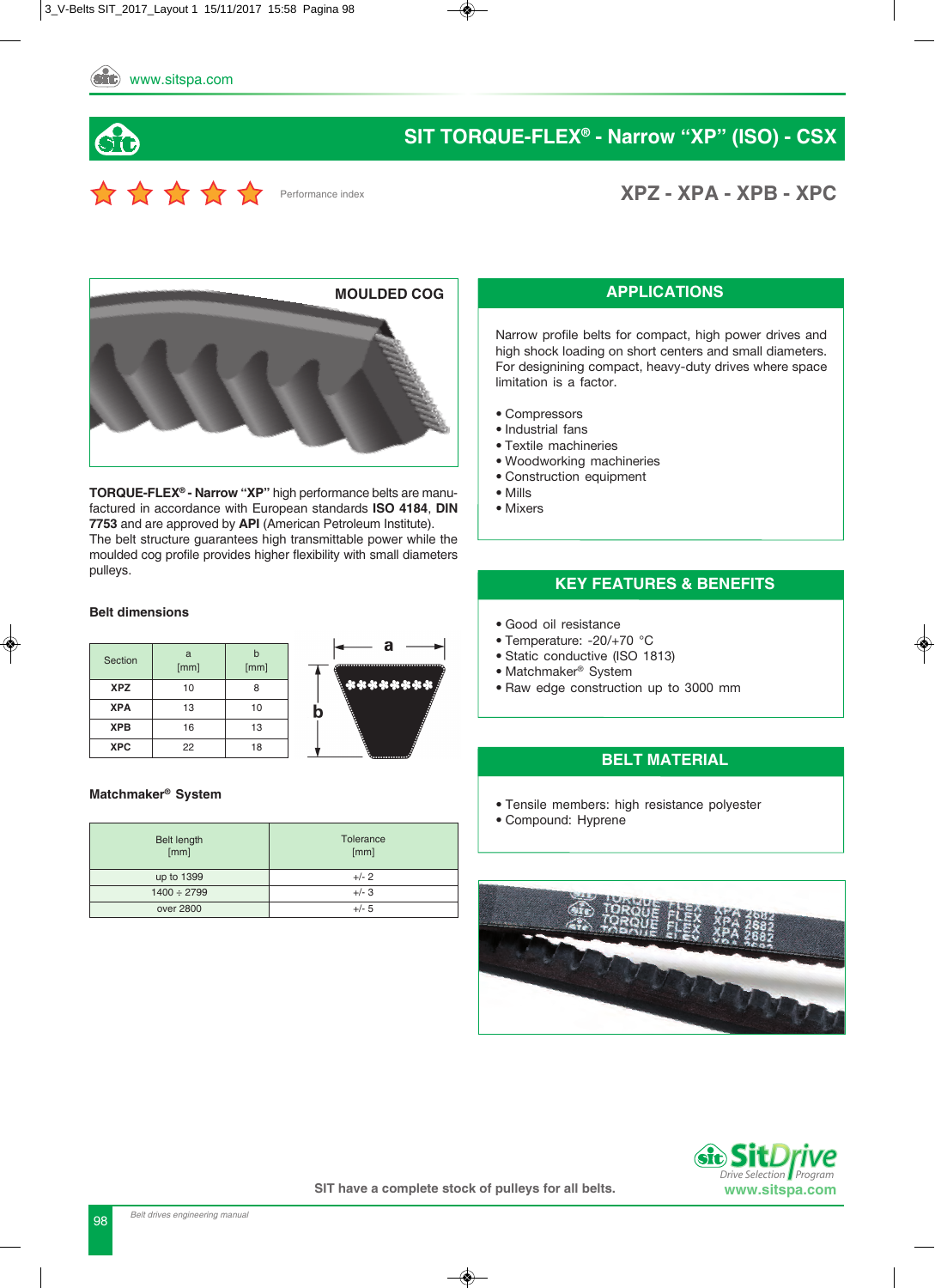# SIT TORQUE-FLEX® - Narrow "XP" (ISO) - CSX

Performance index

## XPZ - XPA - XPB - XPC

MOULDED COG

**TORQUE-FLEX® - Narrow "XP"** high performance belts are manufactured in accordance with European standards **ISO 4184**, **DIN 7753** and are approved by **API** (American Petroleum Institute).
The belt structure guarantees high transmittable power while the moulded cog profile provides higher flexibility with small diameters pulleys.

### Belt dimensions

| Section | a [mm] | b [mm] |
|---|---|---|
| **XPZ** | 10 | 8 |
| **XPA** | 13 | 10 |
| **XPB** | 16 | 13 |
| **XPC** | 22 | 18 |

### Matchmaker® System

| Belt length [mm] | Tolerance [mm] |
|---|---|
| up to 1399 | +/- 2 |
| 1400 ÷ 2799 | +/- 3 |
| over 2800 | +/- 5 |

## APPLICATIONS

Narrow profile belts for compact, high power drives and high shock loading on short centers and small diameters. For designining compact, heavy-duty drives where space limitation is a factor.

- Compressors
- Industrial fans
- Textile machineries
- Woodworking machineries
- Construction equipment
- Mills
- Mixers

## KEY FEATURES & BENEFITS

- Good oil resistance
- Temperature: -20/+70 °C
- Static conductive (ISO 1813)
- Matchmaker® System
- Raw edge construction up to 3000 mm

## BELT MATERIAL

- Tensile members: high resistance polyester
- Compound: Hyprene

SIT have a complete stock of pulleys for all belts.

SitDrive Drive Selection Program www.sitspa.com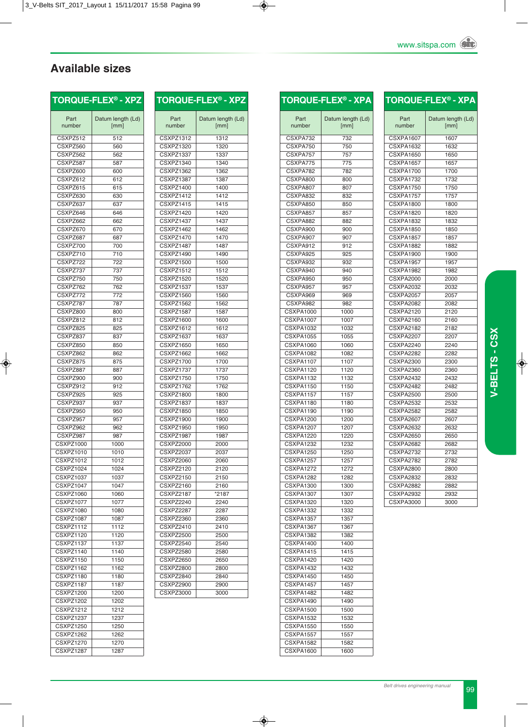## Available sizes

| TORQUE-FLEX® - XPZ | |
|---|---|
| Part number | Datum length (Ld) [mm] |
| CSXPZ512 | 512 |
| CSXPZ560 | 560 |
| CSXPZ562 | 562 |
| CSXPZ587 | 587 |
| CSXPZ600 | 600 |
| CSXPZ612 | 612 |
| CSXPZ615 | 615 |
| CSXPZ630 | 630 |
| CSXPZ637 | 637 |
| CSXPZ646 | 646 |
| CSXPZ662 | 662 |
| CSXPZ670 | 670 |
| CSXPZ687 | 687 |
| CSXPZ700 | 700 |
| CSXPZ710 | 710 |
| CSXPZ722 | 722 |
| CSXPZ737 | 737 |
| CSXPZ750 | 750 |
| CSXPZ762 | 762 |
| CSXPZ772 | 772 |
| CSXPZ787 | 787 |
| CSXPZ800 | 800 |
| CSXPZ812 | 812 |
| CSXPZ825 | 825 |
| CSXPZ837 | 837 |
| CSXPZ850 | 850 |
| CSXPZ862 | 862 |
| CSXPZ875 | 875 |
| CSXPZ887 | 887 |
| CSXPZ900 | 900 |
| CSXPZ912 | 912 |
| CSXPZ925 | 925 |
| CSXPZ937 | 937 |
| CSXPZ950 | 950 |
| CSXPZ957 | 957 |
| CSXPZ962 | 962 |
| CSXPZ987 | 987 |
| CSXPZ1000 | 1000 |
| CSXPZ1010 | 1010 |
| CSXPZ1012 | 1012 |
| CSXPZ1024 | 1024 |
| CSXPZ1037 | 1037 |
| CSXPZ1047 | 1047 |
| CSXPZ1060 | 1060 |
| CSXPZ1077 | 1077 |
| CSXPZ1080 | 1080 |
| CSXPZ1087 | 1087 |
| CSXPZ1112 | 1112 |
| CSXPZ1120 | 1120 |
| CSXPZ1137 | 1137 |
| CSXPZ1140 | 1140 |
| CSXPZ1150 | 1150 |
| CSXPZ1162 | 1162 |
| CSXPZ1180 | 1180 |
| CSXPZ1187 | 1187 |
| CSXPZ1200 | 1200 |
| CSXPZ1202 | 1202 |
| CSXPZ1212 | 1212 |
| CSXPZ1237 | 1237 |
| CSXPZ1250 | 1250 |
| CSXPZ1262 | 1262 |
| CSXPZ1270 | 1270 |
| CSXPZ1287 | 1287 |

| TORQUE-FLEX® - XPZ | |
|---|---|
| Part number | Datum length (Ld) [mm] |
| CSXPZ1312 | 1312 |
| CSXPZ1320 | 1320 |
| CSXPZ1337 | 1337 |
| CSXPZ1340 | 1340 |
| CSXPZ1362 | 1362 |
| CSXPZ1387 | 1387 |
| CSXPZ1400 | 1400 |
| CSXPZ1412 | 1412 |
| CSXPZ1415 | 1415 |
| CSXPZ1420 | 1420 |
| CSXPZ1437 | 1437 |
| CSXPZ1462 | 1462 |
| CSXPZ1470 | 1470 |
| CSXPZ1487 | 1487 |
| CSXPZ1490 | 1490 |
| CSXPZ1500 | 1500 |
| CSXPZ1512 | 1512 |
| CSXPZ1520 | 1520 |
| CSXPZ1537 | 1537 |
| CSXPZ1560 | 1560 |
| CSXPZ1562 | 1562 |
| CSXPZ1587 | 1587 |
| CSXPZ1600 | 1600 |
| CSXPZ1612 | 1612 |
| CSXPZ1637 | 1637 |
| CSXPZ1650 | 1650 |
| CSXPZ1662 | 1662 |
| CSXPZ1700 | 1700 |
| CSXPZ1737 | 1737 |
| CSXPZ1750 | 1750 |
| CSXPZ1762 | 1762 |
| CSXPZ1800 | 1800 |
| CSXPZ1837 | 1837 |
| CSXPZ1850 | 1850 |
| CSXPZ1900 | 1900 |
| CSXPZ1950 | 1950 |
| CSXPZ1987 | 1987 |
| CSXPZ2000 | 2000 |
| CSXPZ2037 | 2037 |
| CSXPZ2060 | 2060 |
| CSXPZ2120 | 2120 |
| CSXPZ2150 | 2150 |
| CSXPZ2160 | 2160 |
| CSXPZ2187 | *2187 |
| CSXPZ2240 | 2240 |
| CSXPZ2287 | 2287 |
| CSXPZ2360 | 2360 |
| CSXPZ2410 | 2410 |
| CSXPZ2500 | 2500 |
| CSXPZ2540 | 2540 |
| CSXPZ2580 | 2580 |
| CSXPZ2650 | 2650 |
| CSXPZ2800 | 2800 |
| CSXPZ2840 | 2840 |
| CSXPZ2900 | 2900 |
| CSXPZ3000 | 3000 |

| TORQUE-FLEX® - XPA | |
|---|---|
| Part number | Datum length (Ld) [mm] |
| CSXPA732 | 732 |
| CSXPA750 | 750 |
| CSXPA757 | 757 |
| CSXPA775 | 775 |
| CSXPA782 | 782 |
| CSXPA800 | 800 |
| CSXPA807 | 807 |
| CSXPA832 | 832 |
| CSXPA850 | 850 |
| CSXPA857 | 857 |
| CSXPA882 | 882 |
| CSXPA900 | 900 |
| CSXPA907 | 907 |
| CSXPA912 | 912 |
| CSXPA925 | 925 |
| CSXPA932 | 932 |
| CSXPA940 | 940 |
| CSXPA950 | 950 |
| CSXPA957 | 957 |
| CSXPA969 | 969 |
| CSXPA982 | 982 |
| CSXPA1000 | 1000 |
| CSXPA1007 | 1007 |
| CSXPA1032 | 1032 |
| CSXPA1055 | 1055 |
| CSXPA1060 | 1060 |
| CSXPA1082 | 1082 |
| CSXPA1107 | 1107 |
| CSXPA1120 | 1120 |
| CSXPA1132 | 1132 |
| CSXPA1150 | 1150 |
| CSXPA1157 | 1157 |
| CSXPA1180 | 1180 |
| CSXPA1190 | 1190 |
| CSXPA1200 | 1200 |
| CSXPA1207 | 1207 |
| CSXPA1220 | 1220 |
| CSXPA1232 | 1232 |
| CSXPA1250 | 1250 |
| CSXPA1257 | 1257 |
| CSXPA1272 | 1272 |
| CSXPA1282 | 1282 |
| CSXPA1300 | 1300 |
| CSXPA1307 | 1307 |
| CSXPA1320 | 1320 |
| CSXPA1332 | 1332 |
| CSXPA1357 | 1357 |
| CSXPA1367 | 1367 |
| CSXPA1382 | 1382 |
| CSXPA1400 | 1400 |
| CSXPA1415 | 1415 |
| CSXPA1420 | 1420 |
| CSXPA1432 | 1432 |
| CSXPA1450 | 1450 |
| CSXPA1457 | 1457 |
| CSXPA1482 | 1482 |
| CSXPA1490 | 1490 |
| CSXPA1500 | 1500 |
| CSXPA1532 | 1532 |
| CSXPA1550 | 1550 |
| CSXPA1557 | 1557 |
| CSXPA1582 | 1582 |
| CSXPA1600 | 1600 |

| TORQUE-FLEX® - XPA | |
|---|---|
| Part number | Datum length (Ld) [mm] |
| CSXPA1607 | 1607 |
| CSXPA1632 | 1632 |
| CSXPA1650 | 1650 |
| CSXPA1657 | 1657 |
| CSXPA1700 | 1700 |
| CSXPA1732 | 1732 |
| CSXPA1750 | 1750 |
| CSXPA1757 | 1757 |
| CSXPA1800 | 1800 |
| CSXPA1820 | 1820 |
| CSXPA1832 | 1832 |
| CSXPA1850 | 1850 |
| CSXPA1857 | 1857 |
| CSXPA1882 | 1882 |
| CSXPA1900 | 1900 |
| CSXPA1957 | 1957 |
| CSXPA1982 | 1982 |
| CSXPA2000 | 2000 |
| CSXPA2032 | 2032 |
| CSXPA2057 | 2057 |
| CSXPA2082 | 2082 |
| CSXPA2120 | 2120 |
| CSXPA2160 | 2160 |
| CSXPA2182 | 2182 |
| CSXPA2207 | 2207 |
| CSXPA2240 | 2240 |
| CSXPA2282 | 2282 |
| CSXPA2300 | 2300 |
| CSXPA2360 | 2360 |
| CSXPA2432 | 2432 |
| CSXPA2482 | 2482 |
| CSXPA2500 | 2500 |
| CSXPA2532 | 2532 |
| CSXPA2582 | 2582 |
| CSXPA2607 | 2607 |
| CSXPA2632 | 2632 |
| CSXPA2650 | 2650 |
| CSXPA2682 | 2682 |
| CSXPA2732 | 2732 |
| CSXPA2782 | 2782 |
| CSXPA2800 | 2800 |
| CSXPA2832 | 2832 |
| CSXPA2882 | 2882 |
| CSXPA2932 | 2932 |
| CSXPA3000 | 3000 |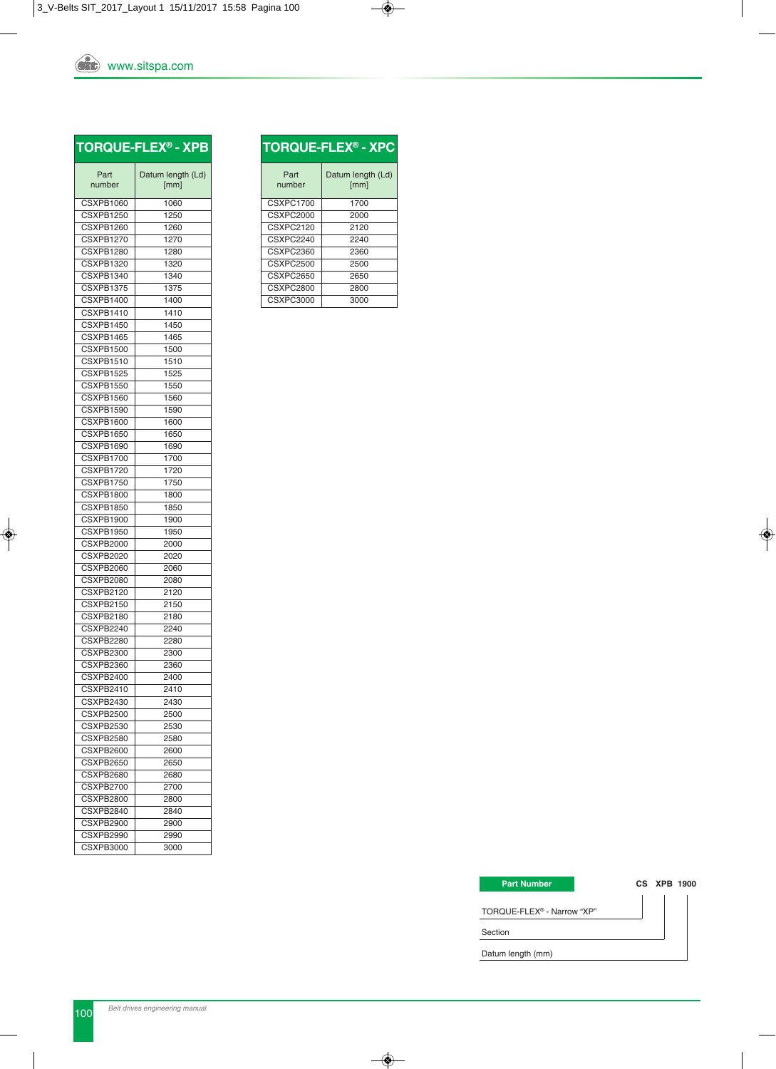## TORQUE-FLEX® - XPB

| Part number | Datum length (Ld) [mm] |
|---|---|
| CSXPB1060 | 1060 |
| CSXPB1250 | 1250 |
| CSXPB1260 | 1260 |
| CSXPB1270 | 1270 |
| CSXPB1280 | 1280 |
| CSXPB1320 | 1320 |
| CSXPB1340 | 1340 |
| CSXPB1375 | 1375 |
| CSXPB1400 | 1400 |
| CSXPB1410 | 1410 |
| CSXPB1450 | 1450 |
| CSXPB1465 | 1465 |
| CSXPB1500 | 1500 |
| CSXPB1510 | 1510 |
| CSXPB1525 | 1525 |
| CSXPB1550 | 1550 |
| CSXPB1560 | 1560 |
| CSXPB1590 | 1590 |
| CSXPB1600 | 1600 |
| CSXPB1650 | 1650 |
| CSXPB1690 | 1690 |
| CSXPB1700 | 1700 |
| CSXPB1720 | 1720 |
| CSXPB1750 | 1750 |
| CSXPB1800 | 1800 |
| CSXPB1850 | 1850 |
| CSXPB1900 | 1900 |
| CSXPB1950 | 1950 |
| CSXPB2000 | 2000 |
| CSXPB2020 | 2020 |
| CSXPB2060 | 2060 |
| CSXPB2080 | 2080 |
| CSXPB2120 | 2120 |
| CSXPB2150 | 2150 |
| CSXPB2180 | 2180 |
| CSXPB2240 | 2240 |
| CSXPB2280 | 2280 |
| CSXPB2300 | 2300 |
| CSXPB2360 | 2360 |
| CSXPB2400 | 2400 |
| CSXPB2410 | 2410 |
| CSXPB2430 | 2430 |
| CSXPB2500 | 2500 |
| CSXPB2530 | 2530 |
| CSXPB2580 | 2580 |
| CSXPB2600 | 2600 |
| CSXPB2650 | 2650 |
| CSXPB2680 | 2680 |
| CSXPB2700 | 2700 |
| CSXPB2800 | 2800 |
| CSXPB2840 | 2840 |
| CSXPB2900 | 2900 |
| CSXPB2990 | 2990 |
| CSXPB3000 | 3000 |

## TORQUE-FLEX® - XPC

| Part number | Datum length (Ld) [mm] |
|---|---|
| CSXPC1700 | 1700 |
| CSXPC2000 | 2000 |
| CSXPC2120 | 2120 |
| CSXPC2240 | 2240 |
| CSXPC2360 | 2360 |
| CSXPC2500 | 2500 |
| CSXPC2650 | 2650 |
| CSXPC2800 | 2800 |
| CSXPC3000 | 3000 |

**Part Number** — CS XPB 1900

- CS: TORQUE-FLEX® - Narrow "XP"
- XPB: Section
- 1900: Datum length (mm)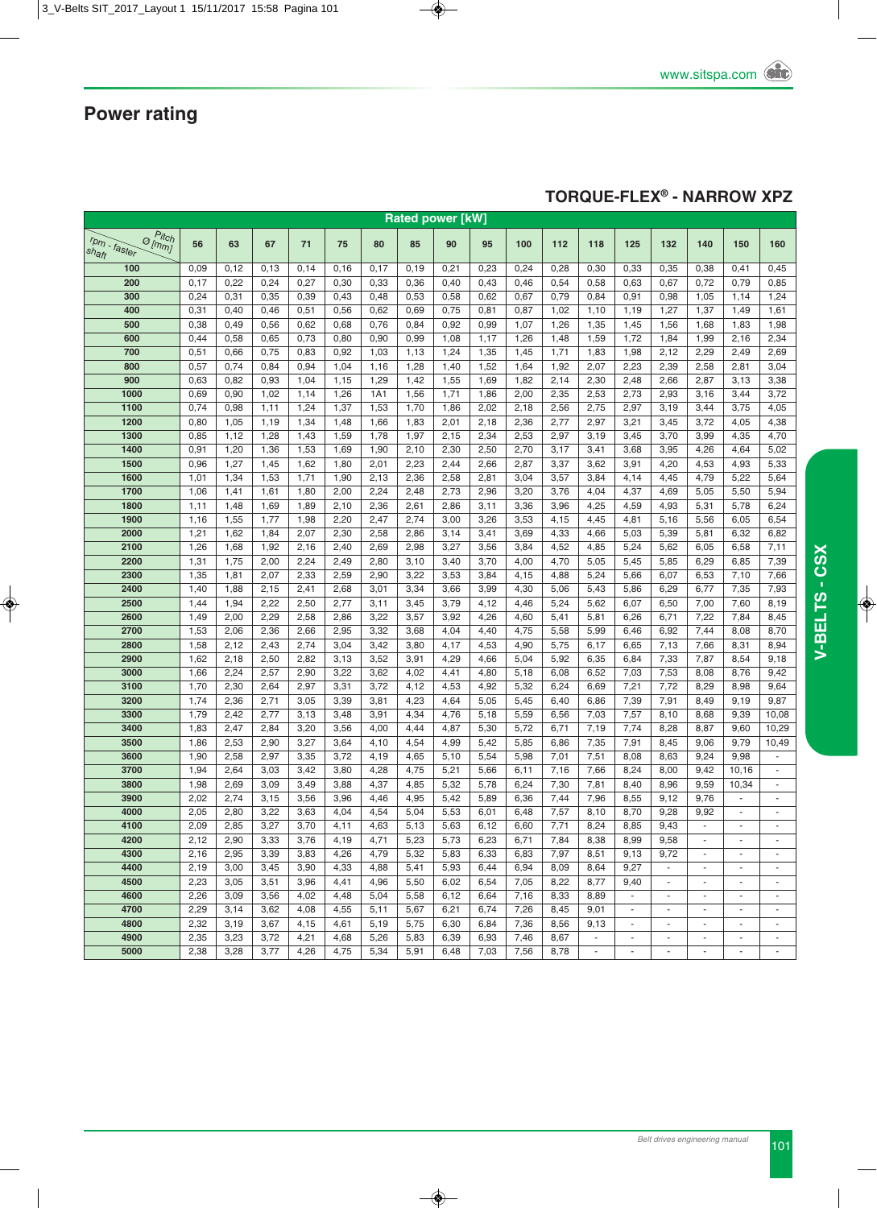## Power rating

### TORQUE-FLEX® - NARROW XPZ

| Rated power [kW] | | | | | | | | | | | | | | | | | |
|---|---|---|---|---|---|---|---|---|---|---|---|---|---|---|---|---|---|
| rpm - faster shaft / Pitch Ø [mm] | 56 | 63 | 67 | 71 | 75 | 80 | 85 | 90 | 95 | 100 | 112 | 118 | 125 | 132 | 140 | 150 | 160 |
| 100 | 0,09 | 0,12 | 0,13 | 0,14 | 0,16 | 0,17 | 0,19 | 0,21 | 0,23 | 0,24 | 0,28 | 0,30 | 0,33 | 0,35 | 0,38 | 0,41 | 0,45 |
| 200 | 0,17 | 0,22 | 0,24 | 0,27 | 0,30 | 0,33 | 0,36 | 0,40 | 0,43 | 0,46 | 0,54 | 0,58 | 0,63 | 0,67 | 0,72 | 0,79 | 0,85 |
| 300 | 0,24 | 0,31 | 0,35 | 0,39 | 0,43 | 0,48 | 0,53 | 0,58 | 0,62 | 0,67 | 0,79 | 0,84 | 0,91 | 0,98 | 1,05 | 1,14 | 1,24 |
| 400 | 0,31 | 0,40 | 0,46 | 0,51 | 0,56 | 0,62 | 0,69 | 0,75 | 0,81 | 0,87 | 1,02 | 1,10 | 1,19 | 1,27 | 1,37 | 1,49 | 1,61 |
| 500 | 0,38 | 0,49 | 0,56 | 0,62 | 0,68 | 0,76 | 0,84 | 0,92 | 0,99 | 1,07 | 1,26 | 1,35 | 1,45 | 1,56 | 1,68 | 1,83 | 1,98 |
| 600 | 0,44 | 0,58 | 0,65 | 0,73 | 0,80 | 0,90 | 0,99 | 1,08 | 1,17 | 1,26 | 1,48 | 1,59 | 1,72 | 1,84 | 1,99 | 2,16 | 2,34 |
| 700 | 0,51 | 0,66 | 0,75 | 0,83 | 0,92 | 1,03 | 1,13 | 1,24 | 1,35 | 1,45 | 1,71 | 1,83 | 1,98 | 2,12 | 2,29 | 2,49 | 2,69 |
| 800 | 0,57 | 0,74 | 0,84 | 0,94 | 1,04 | 1,16 | 1,28 | 1,40 | 1,52 | 1,64 | 1,92 | 2,07 | 2,23 | 2,39 | 2,58 | 2,81 | 3,04 |
| 900 | 0,63 | 0,82 | 0,93 | 1,04 | 1,15 | 1,29 | 1,42 | 1,55 | 1,69 | 1,82 | 2,14 | 2,30 | 2,48 | 2,66 | 2,87 | 3,13 | 3,38 |
| 1000 | 0,69 | 0,90 | 1,02 | 1,14 | 1,26 | 1A1 | 1,56 | 1,71 | 1,86 | 2,00 | 2,35 | 2,53 | 2,73 | 2,93 | 3,16 | 3,44 | 3,72 |
| 1100 | 0,74 | 0,98 | 1,11 | 1,24 | 1,37 | 1,53 | 1,70 | 1,86 | 2,02 | 2,18 | 2,56 | 2,75 | 2,97 | 3,19 | 3,44 | 3,75 | 4,05 |
| 1200 | 0,80 | 1,05 | 1,19 | 1,34 | 1,48 | 1,66 | 1,83 | 2,01 | 2,18 | 2,36 | 2,77 | 2,97 | 3,21 | 3,45 | 3,72 | 4,05 | 4,38 |
| 1300 | 0,85 | 1,12 | 1,28 | 1,43 | 1,59 | 1,78 | 1,97 | 2,15 | 2,34 | 2,53 | 2,97 | 3,19 | 3,45 | 3,70 | 3,99 | 4,35 | 4,70 |
| 1400 | 0,91 | 1,20 | 1,36 | 1,53 | 1,69 | 1,90 | 2,10 | 2,30 | 2,50 | 2,70 | 3,17 | 3,41 | 3,68 | 3,95 | 4,26 | 4,64 | 5,02 |
| 1500 | 0,96 | 1,27 | 1,45 | 1,62 | 1,80 | 2,01 | 2,23 | 2,44 | 2,66 | 2,87 | 3,37 | 3,62 | 3,91 | 4,20 | 4,53 | 4,93 | 5,33 |
| 1600 | 1,01 | 1,34 | 1,53 | 1,71 | 1,90 | 2,13 | 2,36 | 2,58 | 2,81 | 3,04 | 3,57 | 3,84 | 4,14 | 4,45 | 4,79 | 5,22 | 5,64 |
| 1700 | 1,06 | 1,41 | 1,61 | 1,80 | 2,00 | 2,24 | 2,48 | 2,73 | 2,96 | 3,20 | 3,76 | 4,04 | 4,37 | 4,69 | 5,05 | 5,50 | 5,94 |
| 1800 | 1,11 | 1,48 | 1,69 | 1,89 | 2,10 | 2,36 | 2,61 | 2,86 | 3,11 | 3,36 | 3,96 | 4,25 | 4,59 | 4,93 | 5,31 | 5,78 | 6,24 |
| 1900 | 1,16 | 1,55 | 1,77 | 1,98 | 2,20 | 2,47 | 2,74 | 3,00 | 3,26 | 3,53 | 4,15 | 4,45 | 4,81 | 5,16 | 5,56 | 6,05 | 6,54 |
| 2000 | 1,21 | 1,62 | 1,84 | 2,07 | 2,30 | 2,58 | 2,86 | 3,14 | 3,41 | 3,69 | 4,33 | 4,66 | 5,03 | 5,39 | 5,81 | 6,32 | 6,82 |
| 2100 | 1,26 | 1,68 | 1,92 | 2,16 | 2,40 | 2,69 | 2,98 | 3,27 | 3,56 | 3,84 | 4,52 | 4,85 | 5,24 | 5,62 | 6,05 | 6,58 | 7,11 |
| 2200 | 1,31 | 1,75 | 2,00 | 2,24 | 2,49 | 2,80 | 3,10 | 3,40 | 3,70 | 4,00 | 4,70 | 5,05 | 5,45 | 5,85 | 6,29 | 6,85 | 7,39 |
| 2300 | 1,35 | 1,81 | 2,07 | 2,33 | 2,59 | 2,90 | 3,22 | 3,53 | 3,84 | 4,15 | 4,88 | 5,24 | 5,66 | 6,07 | 6,53 | 7,10 | 7,66 |
| 2400 | 1,40 | 1,88 | 2,15 | 2,41 | 2,68 | 3,01 | 3,34 | 3,66 | 3,99 | 4,30 | 5,06 | 5,43 | 5,86 | 6,29 | 6,77 | 7,35 | 7,93 |
| 2500 | 1,44 | 1,94 | 2,22 | 2,50 | 2,77 | 3,11 | 3,45 | 3,79 | 4,12 | 4,46 | 5,24 | 5,62 | 6,07 | 6,50 | 7,00 | 7,60 | 8,19 |
| 2600 | 1,49 | 2,00 | 2,29 | 2,58 | 2,86 | 3,22 | 3,57 | 3,92 | 4,26 | 4,60 | 5,41 | 5,81 | 6,26 | 6,71 | 7,22 | 7,84 | 8,45 |
| 2700 | 1,53 | 2,06 | 2,36 | 2,66 | 2,95 | 3,32 | 3,68 | 4,04 | 4,40 | 4,75 | 5,58 | 5,99 | 6,46 | 6,92 | 7,44 | 8,08 | 8,70 |
| 2800 | 1,58 | 2,12 | 2,43 | 2,74 | 3,04 | 3,42 | 3,80 | 4,17 | 4,53 | 4,90 | 5,75 | 6,17 | 6,65 | 7,13 | 7,66 | 8,31 | 8,94 |
| 2900 | 1,62 | 2,18 | 2,50 | 2,82 | 3,13 | 3,52 | 3,91 | 4,29 | 4,66 | 5,04 | 5,92 | 6,35 | 6,84 | 7,33 | 7,87 | 8,54 | 9,18 |
| 3000 | 1,66 | 2,24 | 2,57 | 2,90 | 3,22 | 3,62 | 4,02 | 4,41 | 4,80 | 5,18 | 6,08 | 6,52 | 7,03 | 7,53 | 8,08 | 8,76 | 9,42 |
| 3100 | 1,70 | 2,30 | 2,64 | 2,97 | 3,31 | 3,72 | 4,12 | 4,53 | 4,92 | 5,32 | 6,24 | 6,69 | 7,21 | 7,72 | 8,29 | 8,98 | 9,64 |
| 3200 | 1,74 | 2,36 | 2,71 | 3,05 | 3,39 | 3,81 | 4,23 | 4,64 | 5,05 | 5,45 | 6,40 | 6,86 | 7,39 | 7,91 | 8,49 | 9,19 | 9,87 |
| 3300 | 1,79 | 2,42 | 2,77 | 3,13 | 3,48 | 3,91 | 4,34 | 4,76 | 5,18 | 5,59 | 6,56 | 7,03 | 7,57 | 8,10 | 8,68 | 9,39 | 10,08 |
| 3400 | 1,83 | 2,47 | 2,84 | 3,20 | 3,56 | 4,00 | 4,44 | 4,87 | 5,30 | 5,72 | 6,71 | 7,19 | 7,74 | 8,28 | 8,87 | 9,60 | 10,29 |
| 3500 | 1,86 | 2,53 | 2,90 | 3,27 | 3,64 | 4,10 | 4,54 | 4,99 | 5,42 | 5,85 | 6,86 | 7,35 | 7,91 | 8,45 | 9,06 | 9,79 | 10,49 |
| 3600 | 1,90 | 2,58 | 2,97 | 3,35 | 3,72 | 4,19 | 4,65 | 5,10 | 5,54 | 5,98 | 7,01 | 7,51 | 8,08 | 8,63 | 9,24 | 9,98 | - |
| 3700 | 1,94 | 2,64 | 3,03 | 3,42 | 3,80 | 4,28 | 4,75 | 5,21 | 5,66 | 6,11 | 7,16 | 7,66 | 8,24 | 8,00 | 9,42 | 10,16 | - |
| 3800 | 1,98 | 2,69 | 3,09 | 3,49 | 3,88 | 4,37 | 4,85 | 5,32 | 5,78 | 6,24 | 7,30 | 7,81 | 8,40 | 8,96 | 9,59 | 10,34 | - |
| 3900 | 2,02 | 2,74 | 3,15 | 3,56 | 3,96 | 4,46 | 4,95 | 5,42 | 5,89 | 6,36 | 7,44 | 7,96 | 8,55 | 9,12 | 9,76 | - | - |
| 4000 | 2,05 | 2,80 | 3,22 | 3,63 | 4,04 | 4,54 | 5,04 | 5,53 | 6,01 | 6,48 | 7,57 | 8,10 | 8,70 | 9,28 | 9,92 | - | - |
| 4100 | 2,09 | 2,85 | 3,27 | 3,70 | 4,11 | 4,63 | 5,13 | 5,63 | 6,12 | 6,60 | 7,71 | 8,24 | 8,85 | 9,43 | - | - | - |
| 4200 | 2,12 | 2,90 | 3,33 | 3,76 | 4,19 | 4,71 | 5,23 | 5,73 | 6,23 | 6,71 | 7,84 | 8,38 | 8,99 | 9,58 | - | - | - |
| 4300 | 2,16 | 2,95 | 3,39 | 3,83 | 4,26 | 4,79 | 5,32 | 5,83 | 6,33 | 6,83 | 7,97 | 8,51 | 9,13 | 9,72 | - | - | - |
| 4400 | 2,19 | 3,00 | 3,45 | 3,90 | 4,33 | 4,88 | 5,41 | 5,93 | 6,44 | 6,94 | 8,09 | 8,64 | 9,27 | - | - | - | - |
| 4500 | 2,23 | 3,05 | 3,51 | 3,96 | 4,41 | 4,96 | 5,50 | 6,02 | 6,54 | 7,05 | 8,22 | 8,77 | 9,40 | - | - | - | - |
| 4600 | 2,26 | 3,09 | 3,56 | 4,02 | 4,48 | 5,04 | 5,58 | 6,12 | 6,64 | 7,16 | 8,33 | 8,89 | - | - | - | - | - |
| 4700 | 2,29 | 3,14 | 3,62 | 4,08 | 4,55 | 5,11 | 5,67 | 6,21 | 6,74 | 7,26 | 8,45 | 9,01 | - | - | - | - | - |
| 4800 | 2,32 | 3,19 | 3,67 | 4,15 | 4,61 | 5,19 | 5,75 | 6,30 | 6,84 | 7,36 | 8,56 | 9,13 | - | - | - | - | - |
| 4900 | 2,35 | 3,23 | 3,72 | 4,21 | 4,68 | 5,26 | 5,83 | 6,39 | 6,93 | 7,46 | 8,67 | - | - | - | - | - | - |
| 5000 | 2,38 | 3,28 | 3,77 | 4,26 | 4,75 | 5,34 | 5,91 | 6,48 | 7,03 | 7,56 | 8,78 | - | - | - | - | - | - |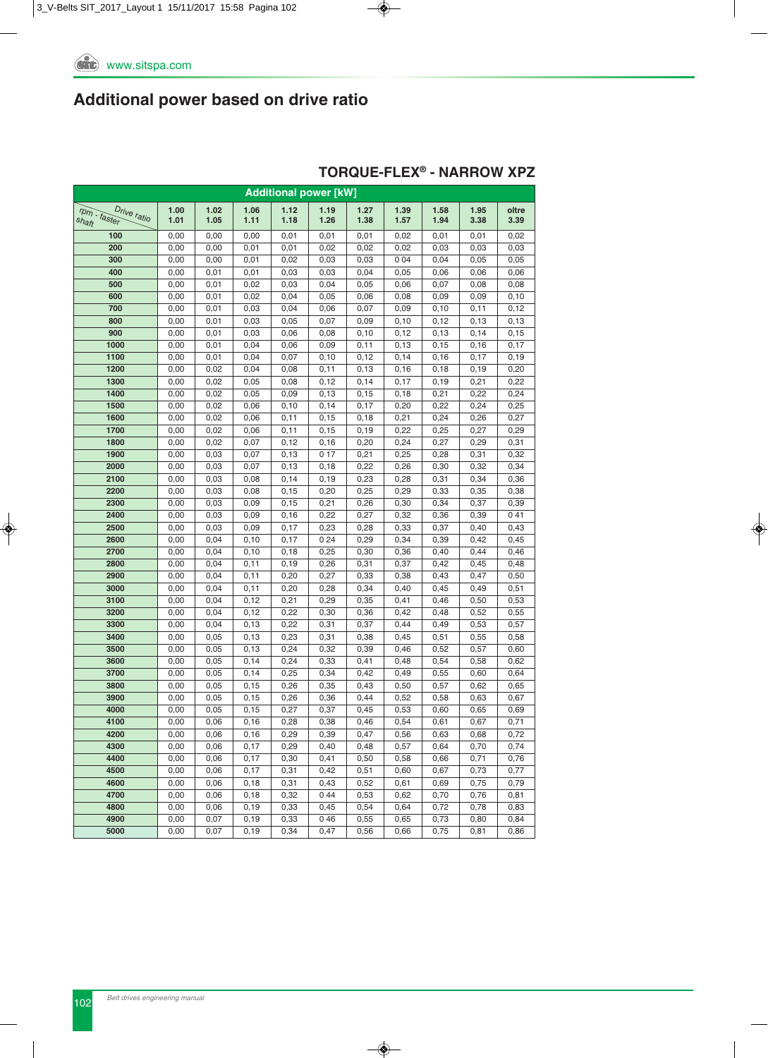## Additional power based on drive ratio

### TORQUE-FLEX® - NARROW XPZ

| Additional power [kW] | | | | | | | | | | |
|---|---|---|---|---|---|---|---|---|---|---|
| rpm - faster shaft / Drive ratio | 1.00 1.01 | 1.02 1.05 | 1.06 1.11 | 1.12 1.18 | 1.19 1.26 | 1.27 1.38 | 1.39 1.57 | 1.58 1.94 | 1.95 3.38 | oltre 3.39 |
| 100 | 0,00 | 0,00 | 0,00 | 0,01 | 0,01 | 0,01 | 0,02 | 0,01 | 0,01 | 0,02 |
| 200 | 0,00 | 0,00 | 0,01 | 0,01 | 0,02 | 0,02 | 0,02 | 0,03 | 0,03 | 0,03 |
| 300 | 0,00 | 0,00 | 0,01 | 0,02 | 0,03 | 0,03 | 0 04 | 0,04 | 0,05 | 0,05 |
| 400 | 0,00 | 0,01 | 0,01 | 0,03 | 0,03 | 0,04 | 0,05 | 0,06 | 0,06 | 0,06 |
| 500 | 0,00 | 0,01 | 0,02 | 0,03 | 0,04 | 0,05 | 0,06 | 0,07 | 0,08 | 0,08 |
| 600 | 0,00 | 0,01 | 0,02 | 0,04 | 0,05 | 0,06 | 0,08 | 0,09 | 0,09 | 0,10 |
| 700 | 0,00 | 0,01 | 0,03 | 0,04 | 0,06 | 0,07 | 0,09 | 0,10 | 0,11 | 0,12 |
| 800 | 0,00 | 0,01 | 0,03 | 0,05 | 0,07 | 0,09 | 0,10 | 0,12 | 0,13 | 0,13 |
| 900 | 0,00 | 0,01 | 0,03 | 0,06 | 0,08 | 0,10 | 0,12 | 0,13 | 0,14 | 0,15 |
| 1000 | 0,00 | 0,01 | 0,04 | 0,06 | 0,09 | 0,11 | 0,13 | 0,15 | 0,16 | 0,17 |
| 1100 | 0,00 | 0,01 | 0,04 | 0,07 | 0,10 | 0,12 | 0,14 | 0,16 | 0,17 | 0,19 |
| 1200 | 0,00 | 0,02 | 0,04 | 0,08 | 0,11 | 0,13 | 0,16 | 0,18 | 0,19 | 0,20 |
| 1300 | 0,00 | 0,02 | 0,05 | 0,08 | 0,12 | 0,14 | 0,17 | 0,19 | 0,21 | 0,22 |
| 1400 | 0,00 | 0,02 | 0,05 | 0,09 | 0,13 | 0,15 | 0,18 | 0,21 | 0,22 | 0,24 |
| 1500 | 0,00 | 0,02 | 0,06 | 0,10 | 0,14 | 0,17 | 0,20 | 0,22 | 0,24 | 0,25 |
| 1600 | 0,00 | 0,02 | 0,06 | 0,11 | 0,15 | 0,18 | 0,21 | 0,24 | 0,26 | 0,27 |
| 1700 | 0,00 | 0,02 | 0,06 | 0,11 | 0,15 | 0,19 | 0,22 | 0,25 | 0,27 | 0,29 |
| 1800 | 0,00 | 0,02 | 0,07 | 0,12 | 0,16 | 0,20 | 0,24 | 0,27 | 0,29 | 0,31 |
| 1900 | 0,00 | 0,03 | 0,07 | 0,13 | 0 17 | 0,21 | 0,25 | 0,28 | 0,31 | 0,32 |
| 2000 | 0,00 | 0,03 | 0,07 | 0,13 | 0,18 | 0,22 | 0,26 | 0,30 | 0,32 | 0,34 |
| 2100 | 0,00 | 0,03 | 0,08 | 0,14 | 0,19 | 0,23 | 0,28 | 0,31 | 0,34 | 0,36 |
| 2200 | 0,00 | 0,03 | 0,08 | 0,15 | 0,20 | 0,25 | 0,29 | 0,33 | 0,35 | 0,38 |
| 2300 | 0,00 | 0,03 | 0,09 | 0,15 | 0,21 | 0,26 | 0,30 | 0,34 | 0,37 | 0,39 |
| 2400 | 0,00 | 0,03 | 0,09 | 0,16 | 0,22 | 0,27 | 0,32 | 0,36 | 0,39 | 0 41 |
| 2500 | 0,00 | 0,03 | 0,09 | 0,17 | 0,23 | 0,28 | 0,33 | 0,37 | 0,40 | 0,43 |
| 2600 | 0,00 | 0,04 | 0,10 | 0,17 | 0 24 | 0,29 | 0,34 | 0,39 | 0,42 | 0,45 |
| 2700 | 0,00 | 0,04 | 0,10 | 0,18 | 0,25 | 0,30 | 0,36 | 0,40 | 0,44 | 0,46 |
| 2800 | 0,00 | 0,04 | 0,11 | 0,19 | 0,26 | 0,31 | 0,37 | 0,42 | 0,45 | 0,48 |
| 2900 | 0,00 | 0,04 | 0,11 | 0,20 | 0,27 | 0,33 | 0,38 | 0,43 | 0,47 | 0,50 |
| 3000 | 0,00 | 0,04 | 0,11 | 0,20 | 0,28 | 0,34 | 0,40 | 0,45 | 0,49 | 0,51 |
| 3100 | 0,00 | 0,04 | 0,12 | 0,21 | 0,29 | 0,35 | 0,41 | 0,46 | 0,50 | 0,53 |
| 3200 | 0,00 | 0,04 | 0,12 | 0,22 | 0,30 | 0,36 | 0,42 | 0,48 | 0,52 | 0,55 |
| 3300 | 0,00 | 0,04 | 0,13 | 0,22 | 0,31 | 0,37 | 0,44 | 0,49 | 0,53 | 0,57 |
| 3400 | 0,00 | 0,05 | 0,13 | 0,23 | 0,31 | 0,38 | 0,45 | 0,51 | 0,55 | 0,58 |
| 3500 | 0,00 | 0,05 | 0,13 | 0,24 | 0,32 | 0,39 | 0,46 | 0,52 | 0,57 | 0,60 |
| 3600 | 0,00 | 0,05 | 0,14 | 0,24 | 0,33 | 0,41 | 0,48 | 0,54 | 0,58 | 0,62 |
| 3700 | 0,00 | 0,05 | 0,14 | 0,25 | 0,34 | 0,42 | 0,49 | 0,55 | 0,60 | 0,64 |
| 3800 | 0,00 | 0,05 | 0,15 | 0,26 | 0,35 | 0,43 | 0,50 | 0,57 | 0,62 | 0,65 |
| 3900 | 0,00 | 0,05 | 0,15 | 0,26 | 0,36 | 0,44 | 0,52 | 0,58 | 0,63 | 0,67 |
| 4000 | 0,00 | 0,05 | 0,15 | 0,27 | 0,37 | 0,45 | 0,53 | 0,60 | 0,65 | 0,69 |
| 4100 | 0,00 | 0,06 | 0,16 | 0,28 | 0,38 | 0,46 | 0,54 | 0,61 | 0,67 | 0,71 |
| 4200 | 0,00 | 0,06 | 0,16 | 0,29 | 0,39 | 0,47 | 0,56 | 0,63 | 0,68 | 0,72 |
| 4300 | 0,00 | 0,06 | 0,17 | 0,29 | 0,40 | 0,48 | 0,57 | 0,64 | 0,70 | 0,74 |
| 4400 | 0,00 | 0,06 | 0,17 | 0,30 | 0,41 | 0,50 | 0,58 | 0,66 | 0,71 | 0,76 |
| 4500 | 0,00 | 0,06 | 0,17 | 0,31 | 0,42 | 0,51 | 0,60 | 0,67 | 0,73 | 0,77 |
| 4600 | 0,00 | 0,06 | 0,18 | 0,31 | 0,43 | 0,52 | 0,61 | 0,69 | 0,75 | 0,79 |
| 4700 | 0,00 | 0,06 | 0,18 | 0,32 | 0 44 | 0,53 | 0,62 | 0,70 | 0,76 | 0,81 |
| 4800 | 0,00 | 0,06 | 0,19 | 0,33 | 0,45 | 0,54 | 0,64 | 0,72 | 0,78 | 0,83 |
| 4900 | 0,00 | 0,07 | 0,19 | 0,33 | 0 46 | 0,55 | 0,65 | 0,73 | 0,80 | 0,84 |
| 5000 | 0,00 | 0,07 | 0,19 | 0,34 | 0,47 | 0,56 | 0,66 | 0,75 | 0,81 | 0,86 |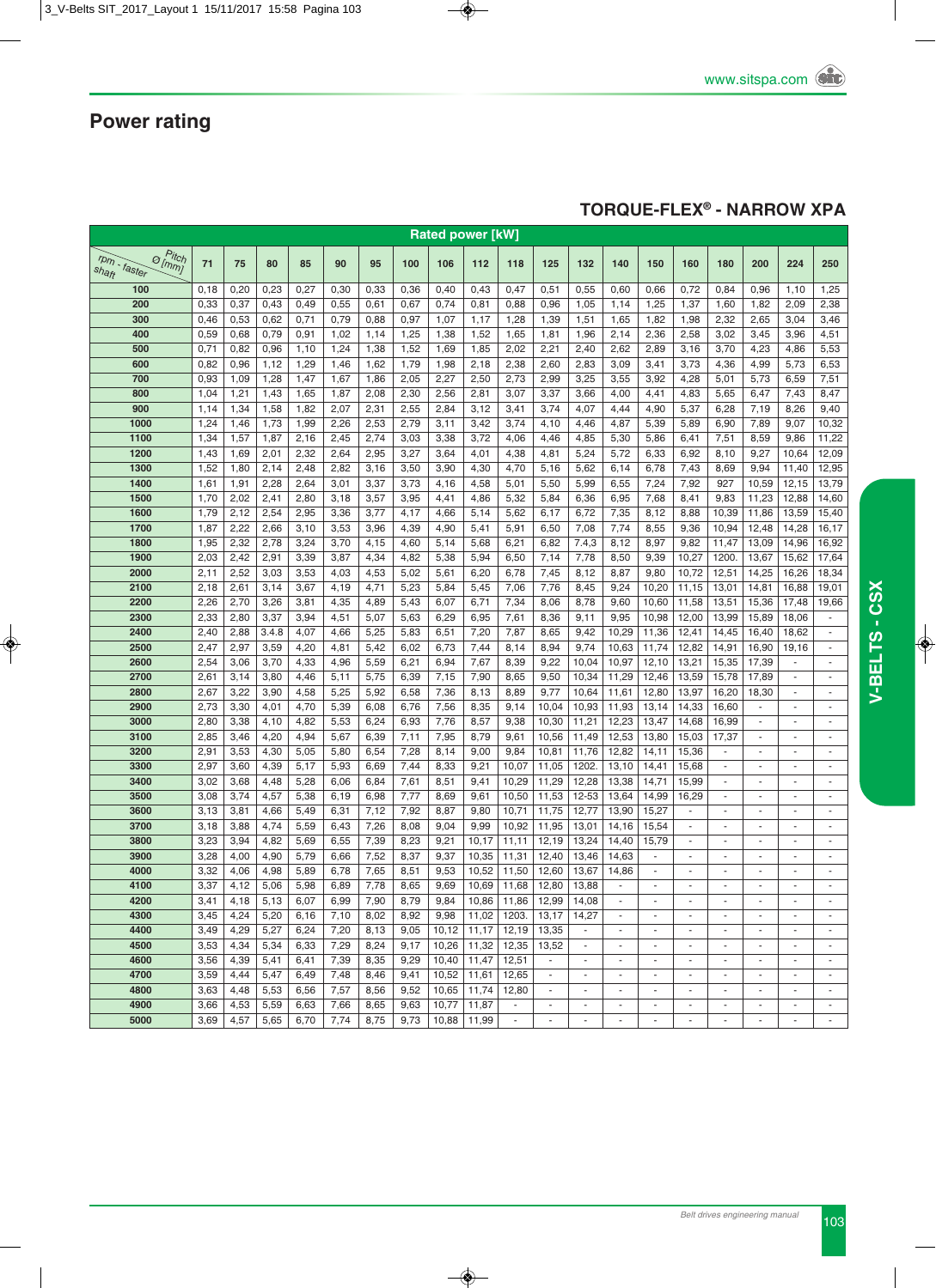## Power rating

## TORQUE-FLEX® - NARROW XPA

**Rated power [kW]**

| rpm - faster shaft / Pitch Ø [mm] | 71 | 75 | 80 | 85 | 90 | 95 | 100 | 106 | 112 | 118 | 125 | 132 | 140 | 150 | 160 | 180 | 200 | 224 | 250 |
|---|---|---|---|---|---|---|---|---|---|---|---|---|---|---|---|---|---|---|---|
| 100 | 0,18 | 0,20 | 0,23 | 0,27 | 0,30 | 0,33 | 0,36 | 0,40 | 0,43 | 0,47 | 0,51 | 0,55 | 0,60 | 0,66 | 0,72 | 0,84 | 0,96 | 1,10 | 1,25 |
| 200 | 0,33 | 0,37 | 0,43 | 0,49 | 0,55 | 0,61 | 0,67 | 0,74 | 0,81 | 0,88 | 0,96 | 1,05 | 1,14 | 1,25 | 1,37 | 1,60 | 1,82 | 2,09 | 2,38 |
| 300 | 0,46 | 0,53 | 0,62 | 0,71 | 0,79 | 0,88 | 0,97 | 1,07 | 1,17 | 1,28 | 1,39 | 1,51 | 1,65 | 1,82 | 1,98 | 2,32 | 2,65 | 3,04 | 3,46 |
| 400 | 0,59 | 0,68 | 0,79 | 0,91 | 1,02 | 1,14 | 1,25 | 1,38 | 1,52 | 1,65 | 1,81 | 1,96 | 2,14 | 2,36 | 2,58 | 3,02 | 3,45 | 3,96 | 4,51 |
| 500 | 0,71 | 0,82 | 0,96 | 1,10 | 1,24 | 1,38 | 1,52 | 1,69 | 1,85 | 2,02 | 2,21 | 2,40 | 2,62 | 2,89 | 3,16 | 3,70 | 4,23 | 4,86 | 5,53 |
| 600 | 0,82 | 0,96 | 1,12 | 1,29 | 1,46 | 1,62 | 1,79 | 1,98 | 2,18 | 2,38 | 2,60 | 2,83 | 3,09 | 3,41 | 3,73 | 4,36 | 4,99 | 5,73 | 6,53 |
| 700 | 0,93 | 1,09 | 1,28 | 1,47 | 1,67 | 1,86 | 2,05 | 2,27 | 2,50 | 2,73 | 2,99 | 3,25 | 3,55 | 3,92 | 4,28 | 5,01 | 5,73 | 6,59 | 7,51 |
| 800 | 1,04 | 1,21 | 1,43 | 1,65 | 1,87 | 2,08 | 2,30 | 2,56 | 2,81 | 3,07 | 3,37 | 3,66 | 4,00 | 4,41 | 4,83 | 5,65 | 6,47 | 7,43 | 8,47 |
| 900 | 1,14 | 1,34 | 1,58 | 1,82 | 2,07 | 2,31 | 2,55 | 2,84 | 3,12 | 3,41 | 3,74 | 4,07 | 4,44 | 4,90 | 5,37 | 6,28 | 7,19 | 8,26 | 9,40 |
| 1000 | 1,24 | 1,46 | 1,73 | 1,99 | 2,26 | 2,53 | 2,79 | 3,11 | 3,42 | 3,74 | 4,10 | 4,46 | 4,87 | 5,39 | 5,89 | 6,90 | 7,89 | 9,07 | 10,32 |
| 1100 | 1,34 | 1,57 | 1,87 | 2,16 | 2,45 | 2,74 | 3,03 | 3,38 | 3,72 | 4,06 | 4,46 | 4,85 | 5,30 | 5,86 | 6,41 | 7,51 | 8,59 | 9,86 | 11,22 |
| 1200 | 1,43 | 1,69 | 2,01 | 2,32 | 2,64 | 2,95 | 3,27 | 3,64 | 4,01 | 4,38 | 4,81 | 5,24 | 5,72 | 6,33 | 6,92 | 8,10 | 9,27 | 10,64 | 12,09 |
| 1300 | 1,52 | 1,80 | 2,14 | 2,48 | 2,82 | 3,16 | 3,50 | 3,90 | 4,30 | 4,70 | 5,16 | 5,62 | 6,14 | 6,78 | 7,43 | 8,69 | 9,94 | 11,40 | 12,95 |
| 1400 | 1,61 | 1,91 | 2,28 | 2,64 | 3,01 | 3,37 | 3,73 | 4,16 | 4,58 | 5,01 | 5,50 | 5,99 | 6,55 | 7,24 | 7,92 | 927 | 10,59 | 12,15 | 13,79 |
| 1500 | 1,70 | 2,02 | 2,41 | 2,80 | 3,18 | 3,57 | 3,95 | 4,41 | 4,86 | 5,32 | 5,84 | 6,36 | 6,95 | 7,68 | 8,41 | 9,83 | 11,23 | 12,88 | 14,60 |
| 1600 | 1,79 | 2,12 | 2,54 | 2,95 | 3,36 | 3,77 | 4,17 | 4,66 | 5,14 | 5,62 | 6,17 | 6,72 | 7,35 | 8,12 | 8,88 | 10,39 | 11,86 | 13,59 | 15,40 |
| 1700 | 1,87 | 2,22 | 2,66 | 3,10 | 3,53 | 3,96 | 4,39 | 4,90 | 5,41 | 5,91 | 6,50 | 7,08 | 7,74 | 8,55 | 9,36 | 10,94 | 12,48 | 14,28 | 16,17 |
| 1800 | 1,95 | 2,32 | 2,78 | 3,24 | 3,70 | 4,15 | 4,60 | 5,14 | 5,68 | 6,21 | 6,82 | 7,4.3 | 8,12 | 8,97 | 9,82 | 11,47 | 13,09 | 14,96 | 16,92 |
| 1900 | 2,03 | 2,42 | 2,91 | 3,39 | 3,87 | 4,34 | 4,82 | 5,38 | 5,94 | 6,50 | 7,14 | 7,78 | 8,50 | 9,39 | 10,27 | 1200. | 13,67 | 15,62 | 17,64 |
| 2000 | 2,11 | 2,52 | 3,03 | 3,53 | 4,03 | 4,53 | 5,02 | 5,61 | 6,20 | 6,78 | 7,45 | 8,12 | 8,87 | 9,80 | 10,72 | 12,51 | 14,25 | 16,26 | 18,34 |
| 2100 | 2,18 | 2,61 | 3,14 | 3,67 | 4,19 | 4,71 | 5,23 | 5,84 | 5,45 | 7,06 | 7,76 | 8,45 | 9,24 | 10,20 | 11,15 | 13,01 | 14,81 | 16,88 | 19,01 |
| 2200 | 2,26 | 2,70 | 3,26 | 3,81 | 4,35 | 4,89 | 5,43 | 6,07 | 6,71 | 7,34 | 8,06 | 8,78 | 9,60 | 10,60 | 11,58 | 13,51 | 15,36 | 17,48 | 19,66 |
| 2300 | 2,33 | 2,80 | 3,37 | 3,94 | 4,51 | 5,07 | 5,63 | 6,29 | 6,95 | 7,61 | 8,36 | 9,11 | 9,95 | 10,98 | 12,00 | 13,99 | 15,89 | 18,06 | - |
| 2400 | 2,40 | 2,88 | 3.4.8 | 4,07 | 4,66 | 5,25 | 5,83 | 6,51 | 7,20 | 7,87 | 8,65 | 9,42 | 10,29 | 11,36 | 12,41 | 14,45 | 16,40 | 18,62 | - |
| 2500 | 2,47 | 2,97 | 3,59 | 4,20 | 4,81 | 5,42 | 6,02 | 6,73 | 7,44 | 8,14 | 8,94 | 9,74 | 10,63 | 11,74 | 12,82 | 14,91 | 16,90 | 19,16 | - |
| 2600 | 2,54 | 3,06 | 3,70 | 4,33 | 4,96 | 5,59 | 6,21 | 6,94 | 7,67 | 8,39 | 9,22 | 10,04 | 10,97 | 12,10 | 13,21 | 15,35 | 17,39 | - | - |
| 2700 | 2,61 | 3,14 | 3,80 | 4,46 | 5,11 | 5,75 | 6,39 | 7,15 | 7,90 | 8,65 | 9,50 | 10,34 | 11,29 | 12,46 | 13,59 | 15,78 | 17,89 | - | - |
| 2800 | 2,67 | 3,22 | 3,90 | 4,58 | 5,25 | 5,92 | 6,58 | 7,36 | 8,13 | 8,89 | 9,77 | 10,64 | 11,61 | 12,80 | 13,97 | 16,20 | 18,30 | - | - |
| 2900 | 2,73 | 3,30 | 4,01 | 4,70 | 5,39 | 6,08 | 6,76 | 7,56 | 8,35 | 9,14 | 10,04 | 10,93 | 11,93 | 13,14 | 14,33 | 16,60 | - | - | - |
| 3000 | 2,80 | 3,38 | 4,10 | 4,82 | 5,53 | 6,24 | 6,93 | 7,76 | 8,57 | 9,38 | 10,30 | 11,21 | 12,23 | 13,47 | 14,68 | 16,99 | - | - | - |
| 3100 | 2,85 | 3,46 | 4,20 | 4,94 | 5,67 | 6,39 | 7,11 | 7,95 | 8,79 | 9,61 | 10,56 | 11,49 | 12,53 | 13,80 | 15,03 | 17,37 | - | - | - |
| 3200 | 2,91 | 3,53 | 4,30 | 5,05 | 5,80 | 6,54 | 7,28 | 8,14 | 9,00 | 9,84 | 10,81 | 11,76 | 12,82 | 14,11 | 15,36 | - | - | - | - |
| 3300 | 2,97 | 3,60 | 4,39 | 5,17 | 5,93 | 6,69 | 7,44 | 8,33 | 9,21 | 10,07 | 11,05 | 1202. | 13,10 | 14,41 | 15,68 | - | - | - | - |
| 3400 | 3,02 | 3,68 | 4,48 | 5,28 | 6,06 | 6,84 | 7,61 | 8,51 | 9,41 | 10,29 | 11,29 | 12,28 | 13,38 | 14,71 | 15,99 | - | - | - | - |
| 3500 | 3,08 | 3,74 | 4,57 | 5,38 | 6,19 | 6,98 | 7,77 | 8,69 | 9,61 | 10,50 | 11,53 | 12-53 | 13,64 | 14,99 | 16,29 | - | - | - | - |
| 3600 | 3,13 | 3,81 | 4,66 | 5,49 | 6,31 | 7,12 | 7,92 | 8,87 | 9,80 | 10,71 | 11,75 | 12,77 | 13,90 | 15,27 | - | - | - | - | - |
| 3700 | 3,18 | 3,88 | 4,74 | 5,59 | 6,43 | 7,26 | 8,08 | 9,04 | 9,99 | 10,92 | 11,95 | 13,01 | 14,16 | 15,54 | - | - | - | - | - |
| 3800 | 3,23 | 3,94 | 4,82 | 5,69 | 6,55 | 7,39 | 8,23 | 9,21 | 10,17 | 11,11 | 12,19 | 13,24 | 14,40 | 15,79 | - | - | - | - | - |
| 3900 | 3,28 | 4,00 | 4,90 | 5,79 | 6,66 | 7,52 | 8,37 | 9,37 | 10,35 | 11,31 | 12,40 | 13,46 | 14,63 | - | - | - | - | - | - |
| 4000 | 3,32 | 4,06 | 4,98 | 5,89 | 6,78 | 7,65 | 8,51 | 9,53 | 10,52 | 11,50 | 12,60 | 13,67 | 14,86 | - | - | - | - | - | - |
| 4100 | 3,37 | 4,12 | 5,06 | 5,98 | 6,89 | 7,78 | 8,65 | 9,69 | 10,69 | 11,68 | 12,80 | 13,88 | - | - | - | - | - | - | - |
| 4200 | 3,41 | 4,18 | 5,13 | 6,07 | 6,99 | 7,90 | 8,79 | 9,84 | 10,86 | 11,86 | 12,99 | 14,08 | - | - | - | - | - | - | - |
| 4300 | 3,45 | 4,24 | 5,20 | 6,16 | 7,10 | 8,02 | 8,92 | 9,98 | 11,02 | 1203. | 13,17 | 14,27 | - | - | - | - | - | - | - |
| 4400 | 3,49 | 4,29 | 5,27 | 6,24 | 7,20 | 8,13 | 9,05 | 10,12 | 11,17 | 12,19 | 13,35 | - | - | - | - | - | - | - | - |
| 4500 | 3,53 | 4,34 | 5,34 | 6,33 | 7,29 | 8,24 | 9,17 | 10,26 | 11,32 | 12,35 | 13,52 | - | - | - | - | - | - | - | - |
| 4600 | 3,56 | 4,39 | 5,41 | 6,41 | 7,39 | 8,35 | 9,29 | 10,40 | 11,47 | 12,51 | - | - | - | - | - | - | - | - | - |
| 4700 | 3,59 | 4,44 | 5,47 | 6,49 | 7,48 | 8,46 | 9,41 | 10,52 | 11,61 | 12,65 | - | - | - | - | - | - | - | - | - |
| 4800 | 3,63 | 4,48 | 5,53 | 6,56 | 7,57 | 8,56 | 9,52 | 10,65 | 11,74 | 12,80 | - | - | - | - | - | - | - | - | - |
| 4900 | 3,66 | 4,53 | 5,59 | 6,63 | 7,66 | 8,65 | 9,63 | 10,77 | 11,87 | - | - | - | - | - | - | - | - | - | - |
| 5000 | 3,69 | 4,57 | 5,65 | 6,70 | 7,74 | 8,75 | 9,73 | 10,88 | 11,99 | - | - | - | - | - | - | - | - | - | - |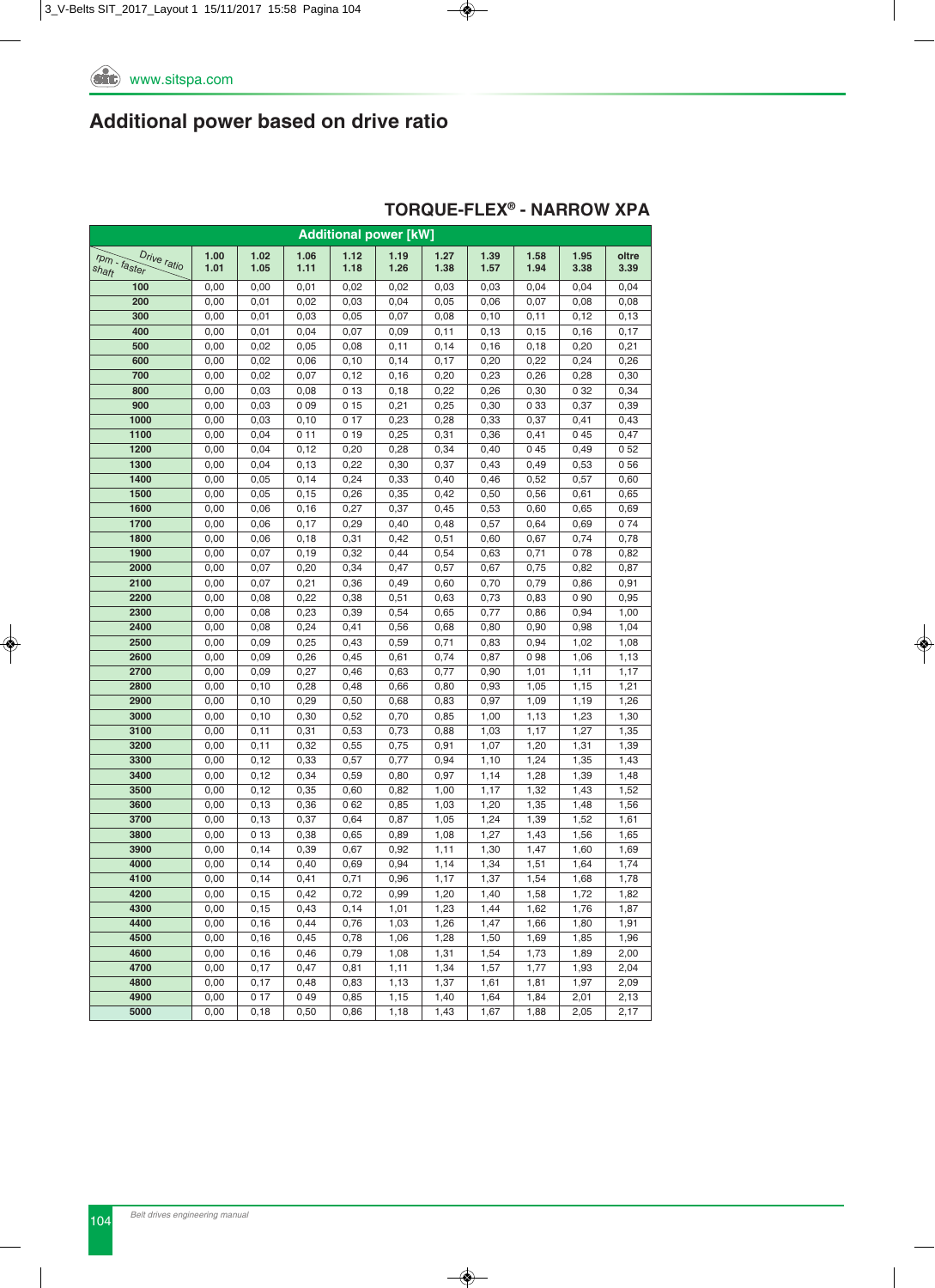## Additional power based on drive ratio

### TORQUE-FLEX® - NARROW XPA

| Additional power [kW] | | | | | | | | | | |
|---|---|---|---|---|---|---|---|---|---|---|
| Drive ratio / rpm - faster shaft | 1.00 1.01 | 1.02 1.05 | 1.06 1.11 | 1.12 1.18 | 1.19 1.26 | 1.27 1.38 | 1.39 1.57 | 1.58 1.94 | 1.95 3.38 | oltre 3.39 |
| 100 | 0,00 | 0,00 | 0,01 | 0,02 | 0,02 | 0,03 | 0,03 | 0,04 | 0,04 | 0,04 |
| 200 | 0,00 | 0,01 | 0,02 | 0,03 | 0,04 | 0,05 | 0,06 | 0,07 | 0,08 | 0,08 |
| 300 | 0,00 | 0,01 | 0,03 | 0,05 | 0,07 | 0,08 | 0,10 | 0,11 | 0,12 | 0,13 |
| 400 | 0,00 | 0,01 | 0,04 | 0,07 | 0,09 | 0,11 | 0,13 | 0,15 | 0,16 | 0,17 |
| 500 | 0,00 | 0,02 | 0,05 | 0,08 | 0,11 | 0,14 | 0,16 | 0,18 | 0,20 | 0,21 |
| 600 | 0,00 | 0,02 | 0,06 | 0,10 | 0,14 | 0,17 | 0,20 | 0,22 | 0,24 | 0,26 |
| 700 | 0,00 | 0,02 | 0,07 | 0,12 | 0,16 | 0,20 | 0,23 | 0,26 | 0,28 | 0,30 |
| 800 | 0,00 | 0,03 | 0,08 | 0 13 | 0,18 | 0,22 | 0,26 | 0,30 | 0 32 | 0,34 |
| 900 | 0,00 | 0,03 | 0 09 | 0 15 | 0,21 | 0,25 | 0,30 | 0 33 | 0,37 | 0,39 |
| 1000 | 0,00 | 0,03 | 0,10 | 0 17 | 0,23 | 0,28 | 0,33 | 0,37 | 0,41 | 0,43 |
| 1100 | 0,00 | 0,04 | 0 11 | 0 19 | 0,25 | 0,31 | 0,36 | 0,41 | 0 45 | 0,47 |
| 1200 | 0,00 | 0,04 | 0,12 | 0,20 | 0,28 | 0,34 | 0,40 | 0 45 | 0,49 | 0 52 |
| 1300 | 0,00 | 0,04 | 0,13 | 0,22 | 0,30 | 0,37 | 0,43 | 0,49 | 0,53 | 0 56 |
| 1400 | 0,00 | 0,05 | 0,14 | 0,24 | 0,33 | 0,40 | 0,46 | 0,52 | 0,57 | 0,60 |
| 1500 | 0,00 | 0,05 | 0,15 | 0,26 | 0,35 | 0,42 | 0,50 | 0,56 | 0,61 | 0,65 |
| 1600 | 0,00 | 0,06 | 0,16 | 0,27 | 0,37 | 0,45 | 0,53 | 0,60 | 0,65 | 0,69 |
| 1700 | 0,00 | 0,06 | 0,17 | 0,29 | 0,40 | 0,48 | 0,57 | 0,64 | 0,69 | 0 74 |
| 1800 | 0,00 | 0,06 | 0,18 | 0,31 | 0,42 | 0,51 | 0,60 | 0,67 | 0,74 | 0,78 |
| 1900 | 0,00 | 0,07 | 0,19 | 0,32 | 0,44 | 0,54 | 0,63 | 0,71 | 0 78 | 0,82 |
| 2000 | 0,00 | 0,07 | 0,20 | 0,34 | 0,47 | 0,57 | 0,67 | 0,75 | 0,82 | 0,87 |
| 2100 | 0,00 | 0,07 | 0,21 | 0,36 | 0,49 | 0,60 | 0,70 | 0,79 | 0,86 | 0,91 |
| 2200 | 0,00 | 0,08 | 0,22 | 0,38 | 0,51 | 0,63 | 0,73 | 0,83 | 0 90 | 0,95 |
| 2300 | 0,00 | 0,08 | 0,23 | 0,39 | 0,54 | 0,65 | 0,77 | 0,86 | 0,94 | 1,00 |
| 2400 | 0,00 | 0,08 | 0,24 | 0,41 | 0,56 | 0,68 | 0,80 | 0,90 | 0,98 | 1,04 |
| 2500 | 0,00 | 0,09 | 0,25 | 0,43 | 0,59 | 0,71 | 0,83 | 0,94 | 1,02 | 1,08 |
| 2600 | 0,00 | 0,09 | 0,26 | 0,45 | 0,61 | 0,74 | 0,87 | 0 98 | 1,06 | 1,13 |
| 2700 | 0,00 | 0,09 | 0,27 | 0,46 | 0,63 | 0,77 | 0,90 | 1,01 | 1,11 | 1,17 |
| 2800 | 0,00 | 0,10 | 0,28 | 0,48 | 0,66 | 0,80 | 0,93 | 1,05 | 1,15 | 1,21 |
| 2900 | 0,00 | 0,10 | 0,29 | 0,50 | 0,68 | 0,83 | 0,97 | 1,09 | 1,19 | 1,26 |
| 3000 | 0,00 | 0,10 | 0,30 | 0,52 | 0,70 | 0,85 | 1,00 | 1,13 | 1,23 | 1,30 |
| 3100 | 0,00 | 0,11 | 0,31 | 0,53 | 0,73 | 0,88 | 1,03 | 1,17 | 1,27 | 1,35 |
| 3200 | 0,00 | 0,11 | 0,32 | 0,55 | 0,75 | 0,91 | 1,07 | 1,20 | 1,31 | 1,39 |
| 3300 | 0,00 | 0,12 | 0,33 | 0,57 | 0,77 | 0,94 | 1,10 | 1,24 | 1,35 | 1,43 |
| 3400 | 0,00 | 0,12 | 0,34 | 0,59 | 0,80 | 0,97 | 1,14 | 1,28 | 1,39 | 1,48 |
| 3500 | 0,00 | 0,12 | 0,35 | 0,60 | 0,82 | 1,00 | 1,17 | 1,32 | 1,43 | 1,52 |
| 3600 | 0,00 | 0,13 | 0,36 | 0 62 | 0,85 | 1,03 | 1,20 | 1,35 | 1,48 | 1,56 |
| 3700 | 0,00 | 0,13 | 0,37 | 0,64 | 0,87 | 1,05 | 1,24 | 1,39 | 1,52 | 1,61 |
| 3800 | 0,00 | 0 13 | 0,38 | 0,65 | 0,89 | 1,08 | 1,27 | 1,43 | 1,56 | 1,65 |
| 3900 | 0,00 | 0,14 | 0,39 | 0,67 | 0,92 | 1,11 | 1,30 | 1,47 | 1,60 | 1,69 |
| 4000 | 0,00 | 0,14 | 0,40 | 0,69 | 0,94 | 1,14 | 1,34 | 1,51 | 1,64 | 1,74 |
| 4100 | 0,00 | 0,14 | 0,41 | 0,71 | 0,96 | 1,17 | 1,37 | 1,54 | 1,68 | 1,78 |
| 4200 | 0,00 | 0,15 | 0,42 | 0,72 | 0,99 | 1,20 | 1,40 | 1,58 | 1,72 | 1,82 |
| 4300 | 0,00 | 0,15 | 0,43 | 0,14 | 1,01 | 1,23 | 1,44 | 1,62 | 1,76 | 1,87 |
| 4400 | 0,00 | 0,16 | 0,44 | 0,76 | 1,03 | 1,26 | 1,47 | 1,66 | 1,80 | 1,91 |
| 4500 | 0,00 | 0,16 | 0,45 | 0,78 | 1,06 | 1,28 | 1,50 | 1,69 | 1,85 | 1,96 |
| 4600 | 0,00 | 0,16 | 0,46 | 0,79 | 1,08 | 1,31 | 1,54 | 1,73 | 1,89 | 2,00 |
| 4700 | 0,00 | 0,17 | 0,47 | 0,81 | 1,11 | 1,34 | 1,57 | 1,77 | 1,93 | 2,04 |
| 4800 | 0,00 | 0,17 | 0,48 | 0,83 | 1,13 | 1,37 | 1,61 | 1,81 | 1,97 | 2,09 |
| 4900 | 0,00 | 0 17 | 0 49 | 0,85 | 1,15 | 1,40 | 1,64 | 1,84 | 2,01 | 2,13 |
| 5000 | 0,00 | 0,18 | 0,50 | 0,86 | 1,18 | 1,43 | 1,67 | 1,88 | 2,05 | 2,17 |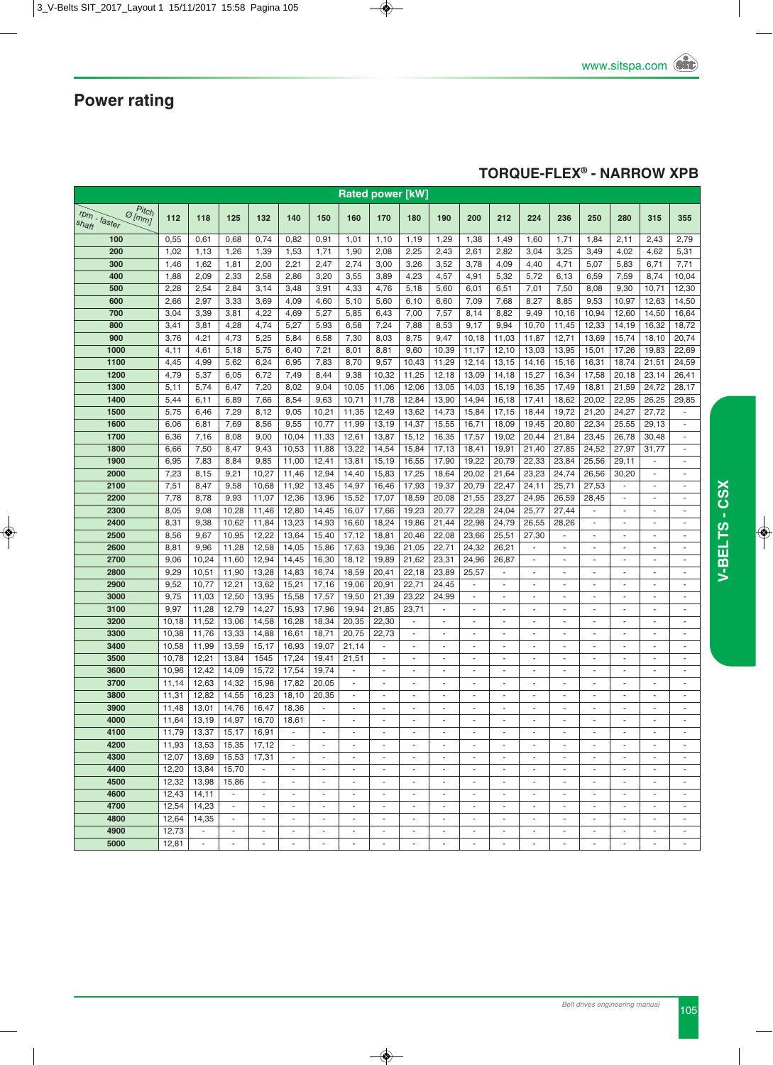# Power rating

## TORQUE-FLEX® - NARROW XPB

| rpm - faster shaft \ Pitch Ø [mm] | 112 | 118 | 125 | 132 | 140 | 150 | 160 | 170 | 180 | 190 | 200 | 212 | 224 | 236 | 250 | 280 | 315 | 355 |
|---|---|---|---|---|---|---|---|---|---|---|---|---|---|---|---|---|---|---|
| | Rated power [kW] | | | | | | | | | | | | | | | | | |
| 100 | 0,55 | 0,61 | 0,68 | 0,74 | 0,82 | 0,91 | 1,01 | 1,10 | 1,19 | 1,29 | 1,38 | 1,49 | 1,60 | 1,71 | 1,84 | 2,11 | 2,43 | 2,79 |
| 200 | 1,02 | 1,13 | 1,26 | 1,39 | 1,53 | 1,71 | 1,90 | 2,08 | 2,25 | 2,43 | 2,61 | 2,82 | 3,04 | 3,25 | 3,49 | 4,02 | 4,62 | 5,31 |
| 300 | 1,46 | 1,62 | 1,81 | 2,00 | 2,21 | 2,47 | 2,74 | 3,00 | 3,26 | 3,52 | 3,78 | 4,09 | 4,40 | 4,71 | 5,07 | 5,83 | 6,71 | 7,71 |
| 400 | 1,88 | 2,09 | 2,33 | 2,58 | 2,86 | 3,20 | 3,55 | 3,89 | 4,23 | 4,57 | 4,91 | 5,32 | 5,72 | 6,13 | 6,59 | 7,59 | 8,74 | 10,04 |
| 500 | 2,28 | 2,54 | 2,84 | 3,14 | 3,48 | 3,91 | 4,33 | 4,76 | 5,18 | 5,60 | 6,01 | 6,51 | 7,01 | 7,50 | 8,08 | 9,30 | 10,71 | 12,30 |
| 600 | 2,66 | 2,97 | 3,33 | 3,69 | 4,09 | 4,60 | 5,10 | 5,60 | 6,10 | 6,60 | 7,09 | 7,68 | 8,27 | 8,85 | 9,53 | 10,97 | 12,63 | 14,50 |
| 700 | 3,04 | 3,39 | 3,81 | 4,22 | 4,69 | 5,27 | 5,85 | 6,43 | 7,00 | 7,57 | 8,14 | 8,82 | 9,49 | 10,16 | 10,94 | 12,60 | 14,50 | 16,64 |
| 800 | 3,41 | 3,81 | 4,28 | 4,74 | 5,27 | 5,93 | 6,58 | 7,24 | 7,88 | 8,53 | 9,17 | 9,94 | 10,70 | 11,45 | 12,33 | 14,19 | 16,32 | 18,72 |
| 900 | 3,76 | 4,21 | 4,73 | 5,25 | 5,84 | 6,58 | 7,30 | 8,03 | 8,75 | 9,47 | 10,18 | 11,03 | 11,87 | 12,71 | 13,69 | 15,74 | 18,10 | 20,74 |
| 1000 | 4,11 | 4,61 | 5,18 | 5,75 | 6,40 | 7,21 | 8,01 | 8,81 | 9,60 | 10,39 | 11,17 | 12,10 | 13,03 | 13,95 | 15,01 | 17,26 | 19,83 | 22,69 |
| 1100 | 4,45 | 4,99 | 5,62 | 6,24 | 6,95 | 7,83 | 8,70 | 9,57 | 10,43 | 11,29 | 12,14 | 13,15 | 14,16 | 15,16 | 16,31 | 18,74 | 21,51 | 24,59 |
| 1200 | 4,79 | 5,37 | 6,05 | 6,72 | 7,49 | 8,44 | 9,38 | 10,32 | 11,25 | 12,18 | 13,09 | 14,18 | 15,27 | 16,34 | 17,58 | 20,18 | 23,14 | 26,41 |
| 1300 | 5,11 | 5,74 | 6,47 | 7,20 | 8,02 | 9,04 | 10,05 | 11,06 | 12,06 | 13,05 | 14,03 | 15,19 | 16,35 | 17,49 | 18,81 | 21,59 | 24,72 | 28,17 |
| 1400 | 5,44 | 6,11 | 6,89 | 7,66 | 8,54 | 9,63 | 10,71 | 11,78 | 12,84 | 13,90 | 14,94 | 16,18 | 17,41 | 18,62 | 20,02 | 22,95 | 26,25 | 29,85 |
| 1500 | 5,75 | 6,46 | 7,29 | 8,12 | 9,05 | 10,21 | 11,35 | 12,49 | 13,62 | 14,73 | 15,84 | 17,15 | 18,44 | 19,72 | 21,20 | 24,27 | 27,72 | - |
| 1600 | 6,06 | 6,81 | 7,69 | 8,56 | 9,55 | 10,77 | 11,99 | 13,19 | 14,37 | 15,55 | 16,71 | 18,09 | 19,45 | 20,80 | 22,34 | 25,55 | 29,13 | - |
| 1700 | 6,36 | 7,16 | 8,08 | 9,00 | 10,04 | 11,33 | 12,61 | 13,87 | 15,12 | 16,35 | 17,57 | 19,02 | 20,44 | 21,84 | 23,45 | 26,78 | 30,48 | - |
| 1800 | 6,66 | 7,50 | 8,47 | 9,43 | 10,53 | 11,88 | 13,22 | 14,54 | 15,84 | 17,13 | 18,41 | 19,91 | 21,40 | 27,85 | 24,52 | 27,97 | 31,77 | - |
| 1900 | 6,95 | 7,83 | 8,84 | 9,85 | 11,00 | 12,41 | 13,81 | 15,19 | 16,55 | 17,90 | 19,22 | 20,79 | 22,33 | 23,84 | 25,56 | 29,11 | - | - |
| 2000 | 7,23 | 8,15 | 9,21 | 10,27 | 11,46 | 12,94 | 14,40 | 15,83 | 17,25 | 18,64 | 20,02 | 21,64 | 23,23 | 24,74 | 26,56 | 30,20 | - | - |
| 2100 | 7,51 | 8,47 | 9,58 | 10,68 | 11,92 | 13,45 | 14,97 | 16,46 | 17,93 | 19,37 | 20,79 | 22,47 | 24,11 | 25,71 | 27,53 | - | - | - |
| 2200 | 7,78 | 8,78 | 9,93 | 11,07 | 12,36 | 13,96 | 15,52 | 17,07 | 18,59 | 20,08 | 21,55 | 23,27 | 24,95 | 26,59 | 28,45 | - | - | - |
| 2300 | 8,05 | 9,08 | 10,28 | 11,46 | 12,80 | 14,45 | 16,07 | 17,66 | 19,23 | 20,77 | 22,28 | 24,04 | 25,77 | 27,44 | - | - | - | - |
| 2400 | 8,31 | 9,38 | 10,62 | 11,84 | 13,23 | 14,93 | 16,60 | 18,24 | 19,86 | 21,44 | 22,98 | 24,79 | 26,55 | 28,26 | - | - | - | - |
| 2500 | 8,56 | 9,67 | 10,95 | 12,22 | 13,64 | 15,40 | 17,12 | 18,81 | 20,46 | 22,08 | 23,66 | 25,51 | 27,30 | - | - | - | - | - |
| 2600 | 8,81 | 9,96 | 11,28 | 12,58 | 14,05 | 15,86 | 17,63 | 19,36 | 21,05 | 22,71 | 24,32 | 26,21 | - | - | - | - | - | - |
| 2700 | 9,06 | 10,24 | 11,60 | 12,94 | 14,45 | 16,30 | 18,12 | 19,89 | 21,62 | 23,31 | 24,96 | 26,87 | - | - | - | - | - | - |
| 2800 | 9,29 | 10,51 | 11,90 | 13,28 | 14,83 | 16,74 | 18,59 | 20,41 | 22,18 | 23,89 | 25,57 | - | - | - | - | - | - | - |
| 2900 | 9,52 | 10,77 | 12,21 | 13,62 | 15,21 | 17,16 | 19,06 | 20,91 | 22,71 | 24,45 | - | - | - | - | - | - | - | - |
| 3000 | 9,75 | 11,03 | 12,50 | 13,95 | 15,58 | 17,57 | 19,50 | 21,39 | 23,22 | 24,99 | - | - | - | - | - | - | - | - |
| 3100 | 9,97 | 11,28 | 12,79 | 14,27 | 15,93 | 17,96 | 19,94 | 21,85 | 23,71 | - | - | - | - | - | - | - | - | - |
| 3200 | 10,18 | 11,52 | 13,06 | 14,58 | 16,28 | 18,34 | 20,35 | 22,30 | - | - | - | - | - | - | - | - | - | - |
| 3300 | 10,38 | 11,76 | 13,33 | 14,88 | 16,61 | 18,71 | 20,75 | 22,73 | - | - | - | - | - | - | - | - | - | - |
| 3400 | 10,58 | 11,99 | 13,59 | 15,17 | 16,93 | 19,07 | 21,14 | - | - | - | - | - | - | - | - | - | - | - |
| 3500 | 10,78 | 12,21 | 13,84 | 1545 | 17,24 | 19,41 | 21,51 | - | - | - | - | - | - | - | - | - | - | - |
| 3600 | 10,96 | 12,42 | 14,09 | 15,72 | 17,54 | 19,74 | - | - | - | - | - | - | - | - | - | - | - | - |
| 3700 | 11,14 | 12,63 | 14,32 | 15,98 | 17,82 | 20,05 | - | - | - | - | - | - | - | - | - | - | - | - |
| 3800 | 11,31 | 12,82 | 14,55 | 16,23 | 18,10 | 20,35 | - | - | - | - | - | - | - | - | - | - | - | - |
| 3900 | 11,48 | 13,01 | 14,76 | 16,47 | 18,36 | - | - | - | - | - | - | - | - | - | - | - | - | - |
| 4000 | 11,64 | 13,19 | 14,97 | 16,70 | 18,61 | - | - | - | - | - | - | - | - | - | - | - | - | - |
| 4100 | 11,79 | 13,37 | 15,17 | 16,91 | - | - | - | - | - | - | - | - | - | - | - | - | - | - |
| 4200 | 11,93 | 13,53 | 15,35 | 17,12 | - | - | - | - | - | - | - | - | - | - | - | - | - | - |
| 4300 | 12,07 | 13,69 | 15,53 | 17,31 | - | - | - | - | - | - | - | - | - | - | - | - | - | - |
| 4400 | 12,20 | 13,84 | 15,70 | - | - | - | - | - | - | - | - | - | - | - | - | - | - | - |
| 4500 | 12,32 | 13,98 | 15,86 | - | - | - | - | - | - | - | - | - | - | - | - | - | - | - |
| 4600 | 12,43 | 14,11 | - | - | - | - | - | - | - | - | - | - | - | - | - | - | - | - |
| 4700 | 12,54 | 14,23 | - | - | - | - | - | - | - | - | - | - | - | - | - | - | - | - |
| 4800 | 12,64 | 14,35 | - | - | - | - | - | - | - | - | - | - | - | - | - | - | - | - |
| 4900 | 12,73 | - | - | - | - | - | - | - | - | - | - | - | - | - | - | - | - | - |
| 5000 | 12,81 | - | - | - | - | - | - | - | - | - | - | - | - | - | - | - | - | - |

V-BELTS - CSX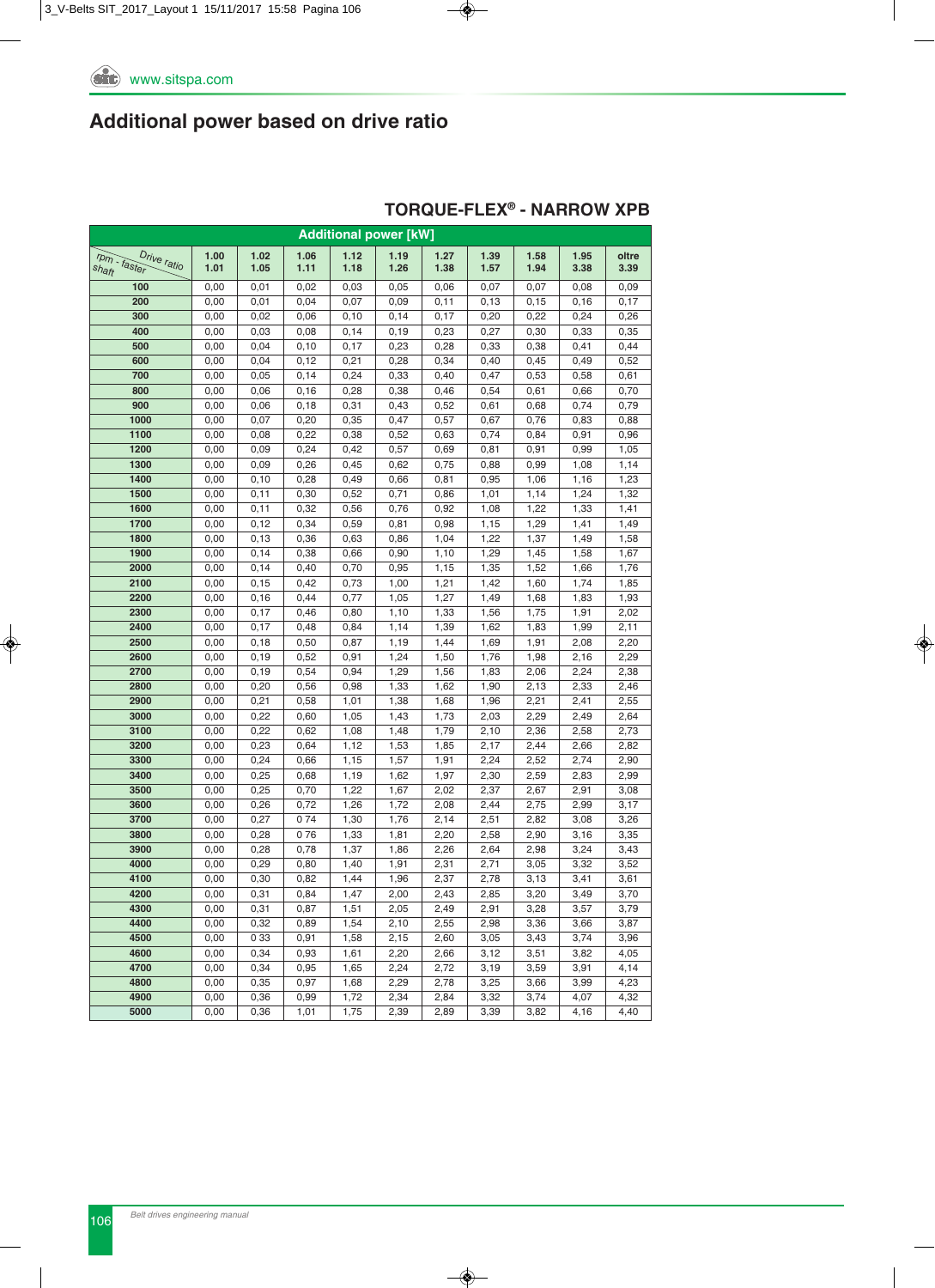## Additional power based on drive ratio

### TORQUE-FLEX® - NARROW XPB

| Additional power [kW] | | | | | | | | | | |
|---|---|---|---|---|---|---|---|---|---|---|
| Drive ratio / rpm - faster shaft | 1.00 1.01 | 1.02 1.05 | 1.06 1.11 | 1.12 1.18 | 1.19 1.26 | 1.27 1.38 | 1.39 1.57 | 1.58 1.94 | 1.95 3.38 | oltre 3.39 |
| 100 | 0,00 | 0,01 | 0,02 | 0,03 | 0,05 | 0,06 | 0,07 | 0,07 | 0,08 | 0,09 |
| 200 | 0,00 | 0,01 | 0,04 | 0,07 | 0,09 | 0,11 | 0,13 | 0,15 | 0,16 | 0,17 |
| 300 | 0,00 | 0,02 | 0,06 | 0,10 | 0,14 | 0,17 | 0,20 | 0,22 | 0,24 | 0,26 |
| 400 | 0,00 | 0,03 | 0,08 | 0,14 | 0,19 | 0,23 | 0,27 | 0,30 | 0,33 | 0,35 |
| 500 | 0,00 | 0,04 | 0,10 | 0,17 | 0,23 | 0,28 | 0,33 | 0,38 | 0,41 | 0,44 |
| 600 | 0,00 | 0,04 | 0,12 | 0,21 | 0,28 | 0,34 | 0,40 | 0,45 | 0,49 | 0,52 |
| 700 | 0,00 | 0,05 | 0,14 | 0,24 | 0,33 | 0,40 | 0,47 | 0,53 | 0,58 | 0,61 |
| 800 | 0,00 | 0,06 | 0,16 | 0,28 | 0,38 | 0,46 | 0,54 | 0,61 | 0,66 | 0,70 |
| 900 | 0,00 | 0,06 | 0,18 | 0,31 | 0,43 | 0,52 | 0,61 | 0,68 | 0,74 | 0,79 |
| 1000 | 0,00 | 0,07 | 0,20 | 0,35 | 0,47 | 0,57 | 0,67 | 0,76 | 0,83 | 0,88 |
| 1100 | 0,00 | 0,08 | 0,22 | 0,38 | 0,52 | 0,63 | 0,74 | 0,84 | 0,91 | 0,96 |
| 1200 | 0,00 | 0,09 | 0,24 | 0,42 | 0,57 | 0,69 | 0,81 | 0,91 | 0,99 | 1,05 |
| 1300 | 0,00 | 0,09 | 0,26 | 0,45 | 0,62 | 0,75 | 0,88 | 0,99 | 1,08 | 1,14 |
| 1400 | 0,00 | 0,10 | 0,28 | 0,49 | 0,66 | 0,81 | 0,95 | 1,06 | 1,16 | 1,23 |
| 1500 | 0,00 | 0,11 | 0,30 | 0,52 | 0,71 | 0,86 | 1,01 | 1,14 | 1,24 | 1,32 |
| 1600 | 0,00 | 0,11 | 0,32 | 0,56 | 0,76 | 0,92 | 1,08 | 1,22 | 1,33 | 1,41 |
| 1700 | 0,00 | 0,12 | 0,34 | 0,59 | 0,81 | 0,98 | 1,15 | 1,29 | 1,41 | 1,49 |
| 1800 | 0,00 | 0,13 | 0,36 | 0,63 | 0,86 | 1,04 | 1,22 | 1,37 | 1,49 | 1,58 |
| 1900 | 0,00 | 0,14 | 0,38 | 0,66 | 0,90 | 1,10 | 1,29 | 1,45 | 1,58 | 1,67 |
| 2000 | 0,00 | 0,14 | 0,40 | 0,70 | 0,95 | 1,15 | 1,35 | 1,52 | 1,66 | 1,76 |
| 2100 | 0,00 | 0,15 | 0,42 | 0,73 | 1,00 | 1,21 | 1,42 | 1,60 | 1,74 | 1,85 |
| 2200 | 0,00 | 0,16 | 0,44 | 0,77 | 1,05 | 1,27 | 1,49 | 1,68 | 1,83 | 1,93 |
| 2300 | 0,00 | 0,17 | 0,46 | 0,80 | 1,10 | 1,33 | 1,56 | 1,75 | 1,91 | 2,02 |
| 2400 | 0,00 | 0,17 | 0,48 | 0,84 | 1,14 | 1,39 | 1,62 | 1,83 | 1,99 | 2,11 |
| 2500 | 0,00 | 0,18 | 0,50 | 0,87 | 1,19 | 1,44 | 1,69 | 1,91 | 2,08 | 2,20 |
| 2600 | 0,00 | 0,19 | 0,52 | 0,91 | 1,24 | 1,50 | 1,76 | 1,98 | 2,16 | 2,29 |
| 2700 | 0,00 | 0,19 | 0,54 | 0,94 | 1,29 | 1,56 | 1,83 | 2,06 | 2,24 | 2,38 |
| 2800 | 0,00 | 0,20 | 0,56 | 0,98 | 1,33 | 1,62 | 1,90 | 2,13 | 2,33 | 2,46 |
| 2900 | 0,00 | 0,21 | 0,58 | 1,01 | 1,38 | 1,68 | 1,96 | 2,21 | 2,41 | 2,55 |
| 3000 | 0,00 | 0,22 | 0,60 | 1,05 | 1,43 | 1,73 | 2,03 | 2,29 | 2,49 | 2,64 |
| 3100 | 0,00 | 0,22 | 0,62 | 1,08 | 1,48 | 1,79 | 2,10 | 2,36 | 2,58 | 2,73 |
| 3200 | 0,00 | 0,23 | 0,64 | 1,12 | 1,53 | 1,85 | 2,17 | 2,44 | 2,66 | 2,82 |
| 3300 | 0,00 | 0,24 | 0,66 | 1,15 | 1,57 | 1,91 | 2,24 | 2,52 | 2,74 | 2,90 |
| 3400 | 0,00 | 0,25 | 0,68 | 1,19 | 1,62 | 1,97 | 2,30 | 2,59 | 2,83 | 2,99 |
| 3500 | 0,00 | 0,25 | 0,70 | 1,22 | 1,67 | 2,02 | 2,37 | 2,67 | 2,91 | 3,08 |
| 3600 | 0,00 | 0,26 | 0,72 | 1,26 | 1,72 | 2,08 | 2,44 | 2,75 | 2,99 | 3,17 |
| 3700 | 0,00 | 0,27 | 0 74 | 1,30 | 1,76 | 2,14 | 2,51 | 2,82 | 3,08 | 3,26 |
| 3800 | 0,00 | 0,28 | 0 76 | 1,33 | 1,81 | 2,20 | 2,58 | 2,90 | 3,16 | 3,35 |
| 3900 | 0,00 | 0,28 | 0,78 | 1,37 | 1,86 | 2,26 | 2,64 | 2,98 | 3,24 | 3,43 |
| 4000 | 0,00 | 0,29 | 0,80 | 1,40 | 1,91 | 2,31 | 2,71 | 3,05 | 3,32 | 3,52 |
| 4100 | 0,00 | 0,30 | 0,82 | 1,44 | 1,96 | 2,37 | 2,78 | 3,13 | 3,41 | 3,61 |
| 4200 | 0,00 | 0,31 | 0,84 | 1,47 | 2,00 | 2,43 | 2,85 | 3,20 | 3,49 | 3,70 |
| 4300 | 0,00 | 0,31 | 0,87 | 1,51 | 2,05 | 2,49 | 2,91 | 3,28 | 3,57 | 3,79 |
| 4400 | 0,00 | 0,32 | 0,89 | 1,54 | 2,10 | 2,55 | 2,98 | 3,36 | 3,66 | 3,87 |
| 4500 | 0,00 | 0 33 | 0,91 | 1,58 | 2,15 | 2,60 | 3,05 | 3,43 | 3,74 | 3,96 |
| 4600 | 0,00 | 0,34 | 0,93 | 1,61 | 2,20 | 2,66 | 3,12 | 3,51 | 3,82 | 4,05 |
| 4700 | 0,00 | 0,34 | 0,95 | 1,65 | 2,24 | 2,72 | 3,19 | 3,59 | 3,91 | 4,14 |
| 4800 | 0,00 | 0,35 | 0,97 | 1,68 | 2,29 | 2,78 | 3,25 | 3,66 | 3,99 | 4,23 |
| 4900 | 0,00 | 0,36 | 0,99 | 1,72 | 2,34 | 2,84 | 3,32 | 3,74 | 4,07 | 4,32 |
| 5000 | 0,00 | 0,36 | 1,01 | 1,75 | 2,39 | 2,89 | 3,39 | 3,82 | 4,16 | 4,40 |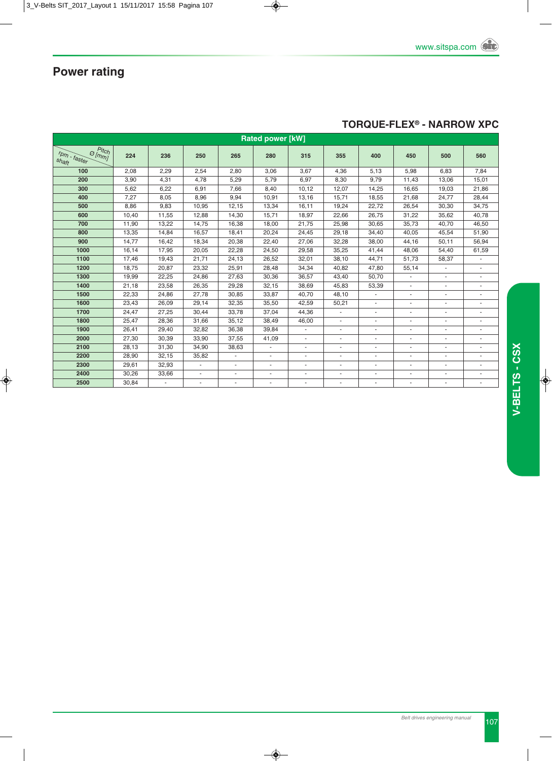# Power rating

## TORQUE-FLEX® - NARROW XPC

| rpm - faster shaft \ Pitch Ø [mm] | 224 | 236 | 250 | 265 | 280 | 315 | 355 | 400 | 450 | 500 | 560 |
|---|---|---|---|---|---|---|---|---|---|---|---|
| | Rated power [kW] | | | | | | | | | | |
| **100** | 2,08 | 2,29 | 2,54 | 2,80 | 3,06 | 3,67 | 4,36 | 5,13 | 5,98 | 6,83 | 7,84 |
| **200** | 3,90 | 4,31 | 4,78 | 5,29 | 5,79 | 6,97 | 8,30 | 9,79 | 11,43 | 13,06 | 15,01 |
| **300** | 5,62 | 6,22 | 6,91 | 7,66 | 8,40 | 10,12 | 12,07 | 14,25 | 16,65 | 19,03 | 21,86 |
| **400** | 7,27 | 8,05 | 8,96 | 9,94 | 10,91 | 13,16 | 15,71 | 18,55 | 21,68 | 24,77 | 28,44 |
| **500** | 8,86 | 9,83 | 10,95 | 12,15 | 13,34 | 16,11 | 19,24 | 22,72 | 26,54 | 30,30 | 34,75 |
| **600** | 10,40 | 11,55 | 12,88 | 14,30 | 15,71 | 18,97 | 22,66 | 26,75 | 31,22 | 35,62 | 40,78 |
| **700** | 11,90 | 13,22 | 14,75 | 16,38 | 18,00 | 21,75 | 25,98 | 30,65 | 35,73 | 40,70 | 46,50 |
| **800** | 13,35 | 14,84 | 16,57 | 18,41 | 20,24 | 24,45 | 29,18 | 34,40 | 40,05 | 45,54 | 51,90 |
| **900** | 14,77 | 16,42 | 18,34 | 20,38 | 22,40 | 27,06 | 32,28 | 38,00 | 44,16 | 50,11 | 56,94 |
| **1000** | 16,14 | 17,95 | 20,05 | 22,28 | 24,50 | 29,58 | 35,25 | 41,44 | 48,06 | 54,40 | 61,59 |
| **1100** | 17,46 | 19,43 | 21,71 | 24,13 | 26,52 | 32,01 | 38,10 | 44,71 | 51,73 | 58,37 | - |
| **1200** | 18,75 | 20,87 | 23,32 | 25,91 | 28,48 | 34,34 | 40,82 | 47,80 | 55,14 | - | - |
| **1300** | 19,99 | 22,25 | 24,86 | 27,63 | 30,36 | 36,57 | 43,40 | 50,70 | - | - | - |
| **1400** | 21,18 | 23,58 | 26,35 | 29,28 | 32,15 | 38,69 | 45,83 | 53,39 | - | - | - |
| **1500** | 22,33 | 24,86 | 27,78 | 30,85 | 33,87 | 40,70 | 48,10 | - | - | - | - |
| **1600** | 23,43 | 26,09 | 29,14 | 32,35 | 35,50 | 42,59 | 50,21 | - | - | - | - |
| **1700** | 24,47 | 27,25 | 30,44 | 33,78 | 37,04 | 44,36 | - | - | - | - | - |
| **1800** | 25,47 | 28,36 | 31,66 | 35,12 | 38,49 | 46,00 | - | - | - | - | - |
| **1900** | 26,41 | 29,40 | 32,82 | 36,38 | 39,84 | - | - | - | - | - | - |
| **2000** | 27,30 | 30,39 | 33,90 | 37,55 | 41,09 | - | - | - | - | - | - |
| **2100** | 28,13 | 31,30 | 34,90 | 38,63 | - | - | - | - | - | - | - |
| **2200** | 28,90 | 32,15 | 35,82 | - | - | - | - | - | - | - | - |
| **2300** | 29,61 | 32,93 | - | - | - | - | - | - | - | - | - |
| **2400** | 30,26 | 33,66 | - | - | - | - | - | - | - | - | - |
| **2500** | 30,84 | - | - | - | - | - | - | - | - | - | - |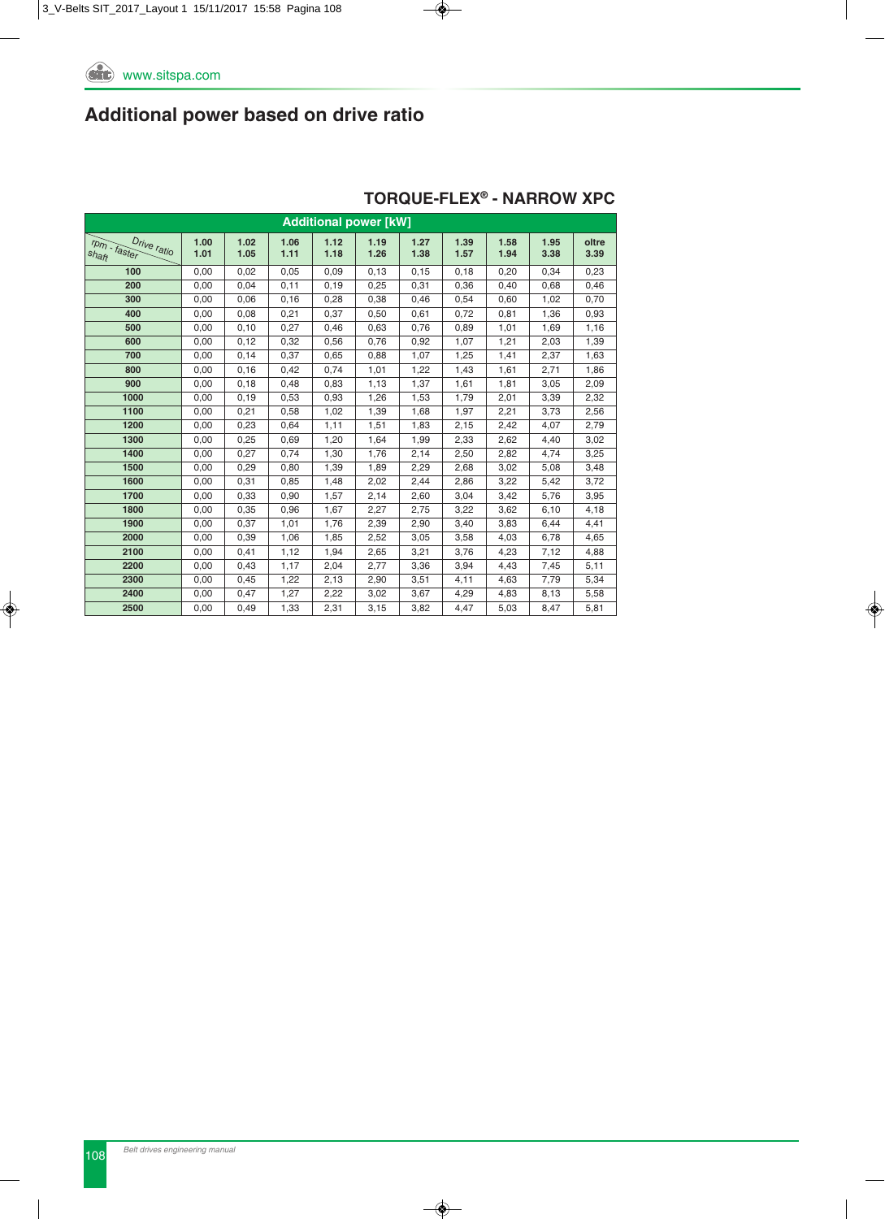## Additional power based on drive ratio

### TORQUE-FLEX® - NARROW XPC

| Additional power [kW] | | | | | | | | | | |
|---|---|---|---|---|---|---|---|---|---|---|
| Drive ratio / rpm - faster shaft | 1.00 1.01 | 1.02 1.05 | 1.06 1.11 | 1.12 1.18 | 1.19 1.26 | 1.27 1.38 | 1.39 1.57 | 1.58 1.94 | 1.95 3.38 | oltre 3.39 |
| 100 | 0,00 | 0,02 | 0,05 | 0,09 | 0,13 | 0,15 | 0,18 | 0,20 | 0,34 | 0,23 |
| 200 | 0,00 | 0,04 | 0,11 | 0,19 | 0,25 | 0,31 | 0,36 | 0,40 | 0,68 | 0,46 |
| 300 | 0,00 | 0,06 | 0,16 | 0,28 | 0,38 | 0,46 | 0,54 | 0,60 | 1,02 | 0,70 |
| 400 | 0,00 | 0,08 | 0,21 | 0,37 | 0,50 | 0,61 | 0,72 | 0,81 | 1,36 | 0,93 |
| 500 | 0,00 | 0,10 | 0,27 | 0,46 | 0,63 | 0,76 | 0,89 | 1,01 | 1,69 | 1,16 |
| 600 | 0,00 | 0,12 | 0,32 | 0,56 | 0,76 | 0,92 | 1,07 | 1,21 | 2,03 | 1,39 |
| 700 | 0,00 | 0,14 | 0,37 | 0,65 | 0,88 | 1,07 | 1,25 | 1,41 | 2,37 | 1,63 |
| 800 | 0,00 | 0,16 | 0,42 | 0,74 | 1,01 | 1,22 | 1,43 | 1,61 | 2,71 | 1,86 |
| 900 | 0,00 | 0,18 | 0,48 | 0,83 | 1,13 | 1,37 | 1,61 | 1,81 | 3,05 | 2,09 |
| 1000 | 0,00 | 0,19 | 0,53 | 0,93 | 1,26 | 1,53 | 1,79 | 2,01 | 3,39 | 2,32 |
| 1100 | 0,00 | 0,21 | 0,58 | 1,02 | 1,39 | 1,68 | 1,97 | 2,21 | 3,73 | 2,56 |
| 1200 | 0,00 | 0,23 | 0,64 | 1,11 | 1,51 | 1,83 | 2,15 | 2,42 | 4,07 | 2,79 |
| 1300 | 0,00 | 0,25 | 0,69 | 1,20 | 1,64 | 1,99 | 2,33 | 2,62 | 4,40 | 3,02 |
| 1400 | 0,00 | 0,27 | 0,74 | 1,30 | 1,76 | 2,14 | 2,50 | 2,82 | 4,74 | 3,25 |
| 1500 | 0,00 | 0,29 | 0,80 | 1,39 | 1,89 | 2,29 | 2,68 | 3,02 | 5,08 | 3,48 |
| 1600 | 0,00 | 0,31 | 0,85 | 1,48 | 2,02 | 2,44 | 2,86 | 3,22 | 5,42 | 3,72 |
| 1700 | 0,00 | 0,33 | 0,90 | 1,57 | 2,14 | 2,60 | 3,04 | 3,42 | 5,76 | 3,95 |
| 1800 | 0,00 | 0,35 | 0,96 | 1,67 | 2,27 | 2,75 | 3,22 | 3,62 | 6,10 | 4,18 |
| 1900 | 0,00 | 0,37 | 1,01 | 1,76 | 2,39 | 2,90 | 3,40 | 3,83 | 6,44 | 4,41 |
| 2000 | 0,00 | 0,39 | 1,06 | 1,85 | 2,52 | 3,05 | 3,58 | 4,03 | 6,78 | 4,65 |
| 2100 | 0,00 | 0,41 | 1,12 | 1,94 | 2,65 | 3,21 | 3,76 | 4,23 | 7,12 | 4,88 |
| 2200 | 0,00 | 0,43 | 1,17 | 2,04 | 2,77 | 3,36 | 3,94 | 4,43 | 7,45 | 5,11 |
| 2300 | 0,00 | 0,45 | 1,22 | 2,13 | 2,90 | 3,51 | 4,11 | 4,63 | 7,79 | 5,34 |
| 2400 | 0,00 | 0,47 | 1,27 | 2,22 | 3,02 | 3,67 | 4,29 | 4,83 | 8,13 | 5,58 |
| 2500 | 0,00 | 0,49 | 1,33 | 2,31 | 3,15 | 3,82 | 4,47 | 5,03 | 8,47 | 5,81 |